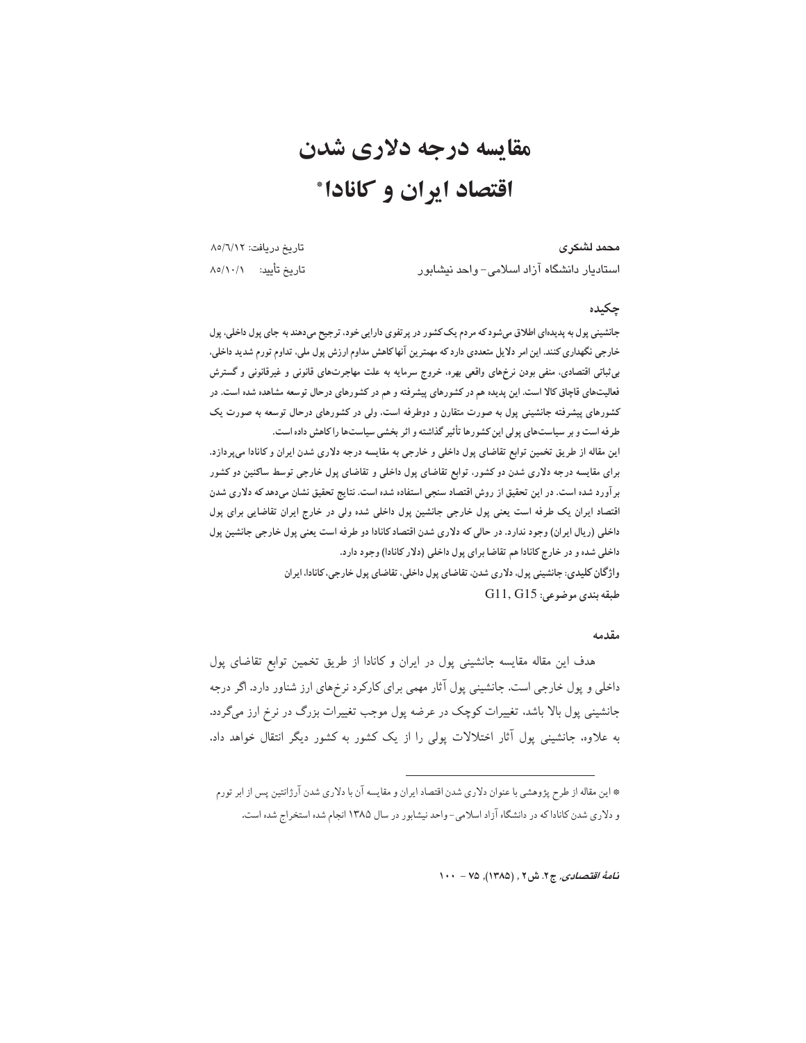# مقایسه درجه دلاری شدن اقتصاد ایران و کانادا*

**محمد لشکری**
استادیار دانشگاه آزاد اسلامی- واحد نیشابور

تاریخ دریافت: ۸۵/۶/۱۲
تاریخ تأیید: ۸۵/۱۰/۱

## چکیده

جانشینی پول به پدیده‌ای اطلاق می‌شود که مردم یک کشور در پرتفوی دارایی خود، ترجیح می‌دهند به جای پول داخلی، پول خارجی نگهداری کنند. این امر دلایل متعددی دارد که مهمترین آنها کاهش مداوم ارزش پول ملی، تداوم تورم شدید داخلی، بی‌ثباتی اقتصادی، منفی بودن نرخ‌های واقعی بهره، خروج سرمایه به علت مهاجرت‌های قانونی و غیرقانونی و گسترش فعالیت‌های قاچاق کالا است. این پدیده هم در کشورهای پیشرفته و هم در کشورهای درحال توسعه مشاهده شده است. در کشورهای پیشرفته جانشینی پول به صورت متقارن و دوطرفه است، ولی در کشورهای درحال توسعه به صورت یک طرفه است و بر سیاست‌های پولی این کشورها تأثیر گذاشته و اثر بخشی سیاست‌ها را کاهش داده است.

این مقاله از طریق تخمین توابع تقاضای پول داخلی و خارجی به مقایسه درجه دلاری شدن ایران و کانادا می‌پردازد. برای مقایسه درجه دلاری شدن دو کشور، توابع تقاضای پول داخلی و تقاضای پول خارجی توسط ساکنین دو کشور برآورد شده است. در این تحقیق از روش اقتصاد سنجی استفاده شده است. نتایج تحقیق نشان می‌دهد که دلاری شدن اقتصاد ایران یک طرفه است یعنی پول خارجی جانشین پول داخلی شده ولی در خارج ایران تقاضایی برای پول داخلی (ریال ایران) وجود ندارد. در حالی که دلاری شدن اقتصاد کانادا دو طرفه است یعنی پول خارجی جانشین پول داخلی شده و در خارج کانادا هم تقاضا برای پول داخلی (دلار کانادا) وجود دارد.

**واژگان کلیدی:** جانشینی پول، دلاری شدن، تقاضای پول داخلی، تقاضای پول خارجی، کانادا، ایران

**طبقه بندی موضوعی:** G11, G15

## مقدمه

هدف این مقاله مقایسه جانشینی پول در ایران و کانادا از طریق تخمین توابع تقاضای پول داخلی و پول خارجی است. جانشینی پول آثار مهمی برای کارکرد نرخ‌های ارز شناور دارد. اگر درجه جانشینی پول بالا باشد، تغییرات کوچک در عرضه پول موجب تغییرات بزرگ در نرخ ارز می‌گردد. به علاوه، جانشینی پول آثار اختلالات پولی را از یک کشور به کشور دیگر انتقال خواهد داد.

---

* این مقاله از طرح پژوهشی با عنوان دلاری شدن اقتصاد ایران و مقایسه آن با دلاری شدن آرژانتین پس از ابر تورم و دلاری شدن کانادا که در دانشگاه آزاد اسلامی- واحد نیشابور در سال ۱۳۸۵ انجام شده استخراج شده است.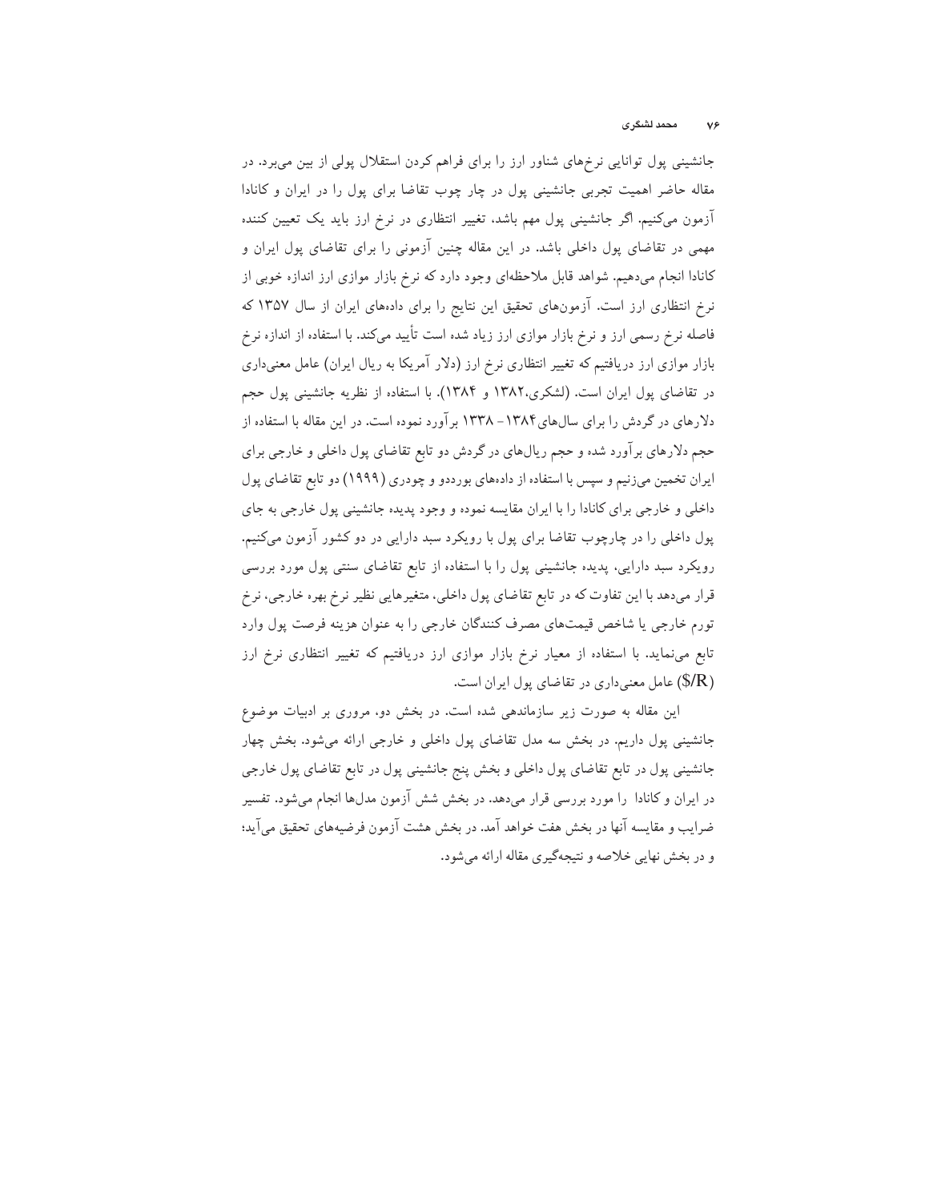جانشینی پول توانایی نرخ‌های شناور ارز را برای فراهم کردن استقلال پولی از بین می‌برد. در مقاله حاضر اهمیت تجربی جانشینی پول در چار چوب تقاضا برای پول را در ایران و کانادا آزمون می‌کنیم. اگر جانشینی پول مهم باشد، تغییر انتظاری در نرخ ارز باید یک تعیین کننده مهمی در تقاضای پول داخلی باشد. در این مقاله چنین آزمونی را برای تقاضای پول ایران و کانادا انجام می‌دهیم. شواهد قابل ملاحظه‌ای وجود دارد که نرخ بازار موازی ارز اندازه خوبی از نرخ انتظاری ارز است. آزمون‌های تحقیق این نتایج را برای داده‌های ایران از سال ۱۳۵۷ که فاصله نرخ رسمی ارز و نرخ بازار موازی ارز زیاد شده است تأیید می‌کند. با استفاده از اندازه نرخ بازار موازی ارز دریافتیم که تغییر انتظاری نرخ ارز (دلار آمریکا به ریال ایران) عامل معنی‌داری در تقاضای پول ایران است. (لشکری،۱۳۸۲ و ۱۳۸۴). با استفاده از نظریه جانشینی پول حجم دلارهای در گردش را برای سال‌های ۱۳۸۴ - ۱۳۳۸ برآورد نموده است. در این مقاله با استفاده از حجم دلارهای برآورد شده و حجم ریال‌های در گردش دو تابع تقاضای پول داخلی و خارجی برای ایران تخمین می‌زنیم و سپس با استفاده از داده‌های بورددو و چودری (۱۹۹۹) دو تابع تقاضای پول داخلی و خارجی برای کانادا را با ایران مقایسه نموده و وجود پدیده جانشینی پول خارجی به جای پول داخلی را در چارچوب تقاضا برای پول با رویکرد سبد دارایی در دو کشور آزمون می‌کنیم. رویکرد سبد دارایی، پدیده جانشینی پول را با استفاده از تابع تقاضای سنتی پول مورد بررسی قرار می‌دهد با این تفاوت که در تابع تقاضای پول داخلی، متغیرهایی نظیر نرخ بهره خارجی، نرخ تورم خارجی یا شاخص قیمت‌های مصرف کنندگان خارجی را به عنوان هزینه فرصت پول وارد تابع می‌نماید. با استفاده از معیار نرخ بازار موازی ارز دریافتیم که تغییر انتظاری نرخ ارز ($/R) عامل معنی‌داری در تقاضای پول ایران است.

این مقاله به صورت زیر سازماندهی شده است. در بخش دو، مروری بر ادبیات موضوع جانشینی پول داریم. در بخش سه مدل تقاضای پول داخلی و خارجی ارائه می‌شود. بخش چهار جانشینی پول در تابع تقاضای پول داخلی و بخش پنج جانشینی پول در تابع تقاضای پول خارجی در ایران و کانادا را مورد بررسی قرار می‌دهد. در بخش شش آزمون مدل‌ها انجام می‌شود. تفسیر ضرایب و مقایسه آنها در بخش هفت خواهد آمد. در بخش هشت آزمون فرضیه‌های تحقیق می‌آید؛ و در بخش نهایی خلاصه و نتیجه‌گیری مقاله ارائه می‌شود.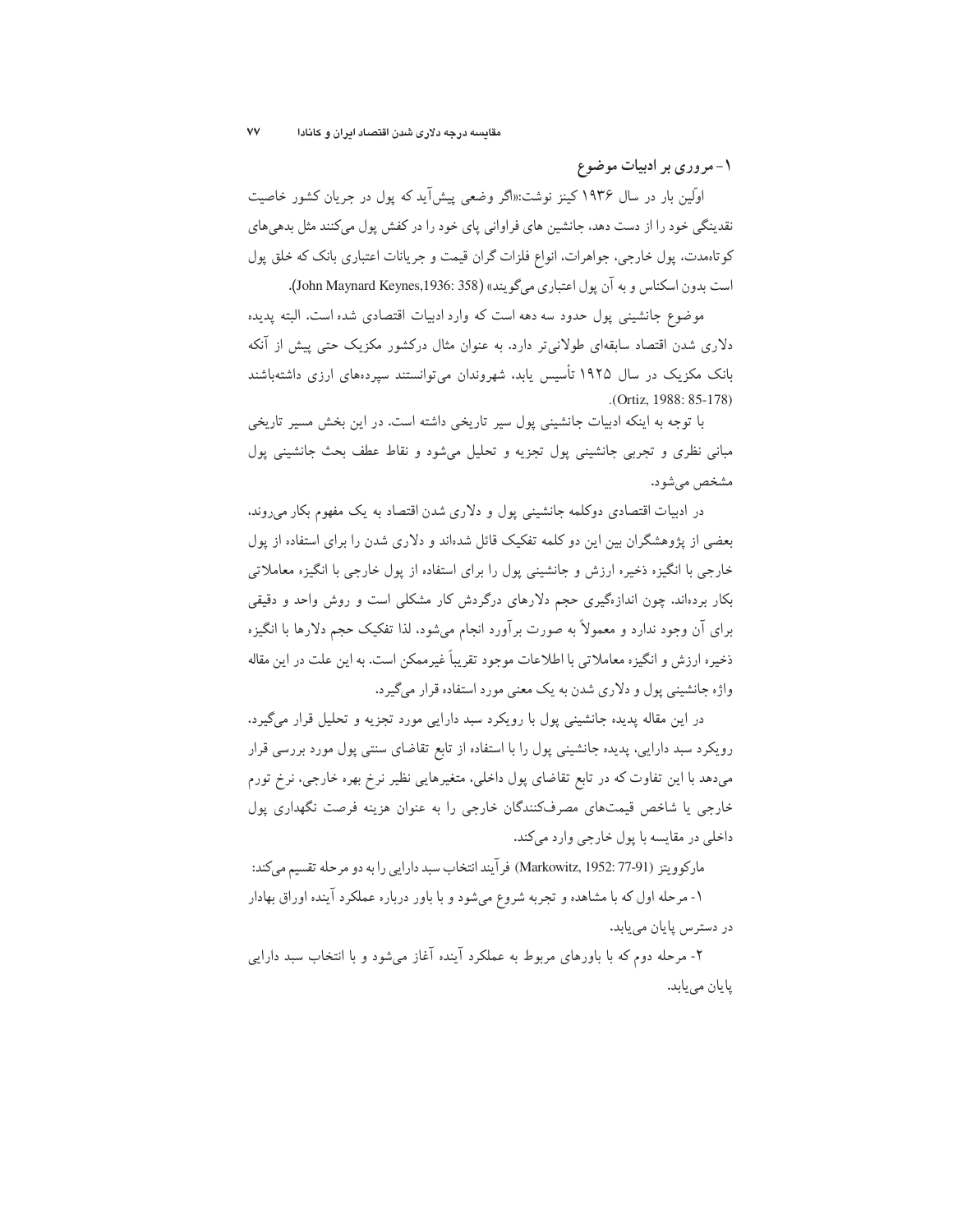## ۱- مروری بر ادبیات موضوع

اولین بار در سال ۱۹۳۶ کینز نوشت:«اگر وضعی پیش‌آید که پول در جریان کشور خاصیت نقدینگی خود را از دست دهد، جانشین های فراوانی پای خود را در کفش پول می‌کنند مثل بدهی‌های کوتاه‌مدت، پول خارجی، جواهرات، انواع فلزات گران قیمت و جریانات اعتباری بانک که خلق پول است بدون اسکناس و به آن پول اعتباری می‌گویند» (John Maynard Keynes,1936: 358).

موضوع جانشینی پول حدود سه دهه است که وارد ادبیات اقتصادی شده است. البته پدیده دلاری شدن اقتصاد سابقه‌ای طولانی‌تر دارد. به عنوان مثال درکشور مکزیک حتی پیش از آنکه بانک مکزیک در سال ۱۹۲۵ تأسیس یابد، شهروندان می‌توانستند سپرده‌های ارزی داشته‌باشند (Ortiz, 1988: 85-178).

با توجه به اینکه ادبیات جانشینی پول سیر تاریخی داشته است. در این بخش مسیر تاریخی مبانی نظری و تجربی جانشینی پول تجزیه و تحلیل می‌شود و نقاط عطف بحث جانشینی پول مشخص می‌شود.

در ادبیات اقتصادی دوکلمه جانشینی پول و دلاری شدن اقتصاد به یک مفهوم بکار می‌روند، بعضی از پژوهشگران بین این دو کلمه تفکیک قائل شده‌اند و دلاری شدن را برای استفاده از پول خارجی با انگیزه ذخیره ارزش و جانشینی پول را برای استفاده از پول خارجی با انگیزه معاملاتی بکار برده‌اند. چون اندازه‌گیری حجم دلارهای درگردش کار مشکلی است و روش واحد و دقیقی برای آن وجود ندارد و معمولاً به صورت برآورد انجام می‌شود، لذا تفکیک حجم دلارها با انگیزه ذخیره ارزش و انگیزه معاملاتی با اطلاعات موجود تقریباً غیرممکن است. به این علت در این مقاله واژه جانشینی پول و دلاری شدن به یک معنی مورد استفاده قرار می‌گیرد.

در این مقاله پدیده جانشینی پول با رویکرد سبد دارایی مورد تجزیه و تحلیل قرار می‌گیرد. رویکرد سبد دارایی، پدیده جانشینی پول را با استفاده از تابع تقاضای سنتی پول مورد بررسی قرار می‌دهد با این تفاوت که در تابع تقاضای پول داخلی، متغیرهایی نظیر نرخ بهره خارجی، نرخ تورم خارجی یا شاخص قیمت‌های مصرف‌کنندگان خارجی را به عنوان هزینه فرصت نگهداری پول داخلی در مقایسه با پول خارجی وارد می‌کند.

مارکوویتز (Markowitz, 1952: 77-91) فرآیند انتخاب سبد دارایی را به دو مرحله تقسیم می‌کند:

۱- مرحله اول که با مشاهده و تجربه شروع می‌شود و با باور درباره عملکرد آینده اوراق بهادار در دسترس پایان می‌یابد.

۲- مرحله دوم که با باورهای مربوط به عملکرد آینده آغاز می‌شود و با انتخاب سبد دارایی پایان می‌یابد.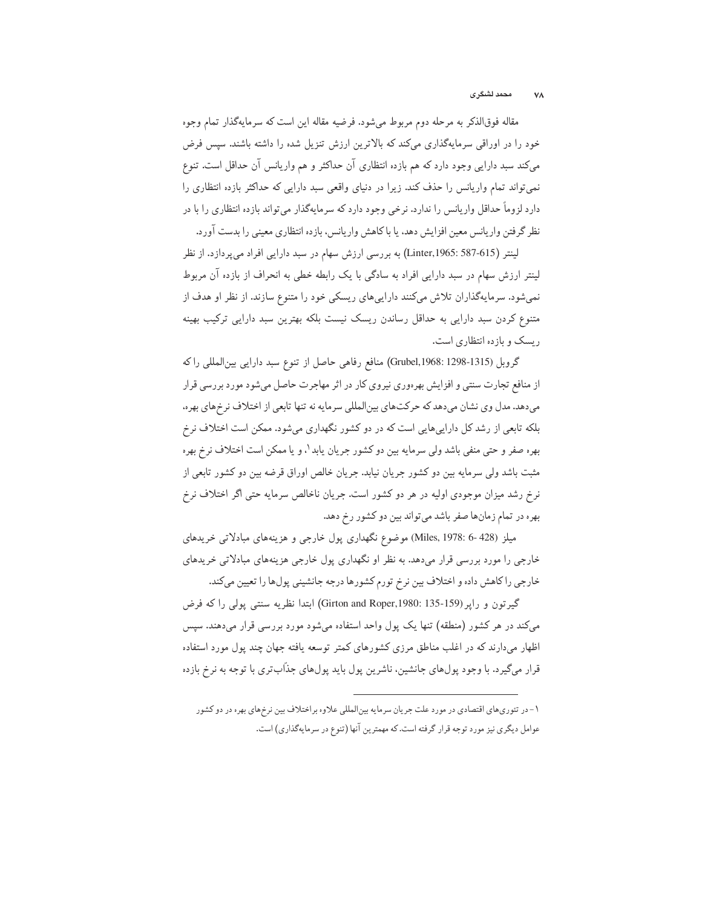مقاله فوق‌الذکر به مرحله دوم مربوط می‌شود. فرضیه مقاله این است که سرمایه‌گذار تمام وجوه خود را در اوراقی سرمایه‌گذاری می‌کند که بالاترین ارزش تنزیل شده را داشته باشند. سپس فرض می‌کند سبد دارایی وجود دارد که هم بازده انتظاری آن حداکثر و هم واریانس آن حداقل است. تنوع نمی‌تواند تمام واریانس را حذف کند. زیرا در دنیای واقعی سبد دارایی که حداکثر بازده انتظاری را دارد لزوماً حداقل واریانس را ندارد. نرخی وجود دارد که سرمایه‌گذار می‌تواند بازده انتظاری را با در نظر گرفتن واریانس معین افزایش دهد، یا با کاهش واریانس، بازده انتظاری معینی را بدست آورد.

لینتر (Linter,1965: 587-615) به بررسی ارزش سهام در سبد دارایی افراد می‌پردازد. از نظر لینتر ارزش سهام در سبد دارایی افراد به سادگی با یک رابطه خطی به انحراف از بازده آن مربوط نمی‌شود. سرمایه‌گذاران تلاش می‌کنند دارایی‌های ریسکی خود را متنوع سازند. از نظر او هدف از متنوع کردن سبد دارایی به حداقل رساندن ریسک نیست بلکه بهترین سبد دارایی ترکیب بهینه ریسک و بازده انتظاری است.

گروبل (Grubel,1968: 1298-1315) منافع رفاهی حاصل از تنوع سبد دارایی بین‌المللی را که از منافع تجارت سنتی و افزایش بهره‌وری نیروی کار در اثر مهاجرت حاصل می‌شود مورد بررسی قرار می‌دهد. مدل وی نشان می‌دهد که حرکت‌های بین‌المللی سرمایه نه تنها تابعی از اختلاف نرخ‌های بهره، بلکه تابعی از رشد کل دارایی‌هایی است که در دو کشور نگهداری می‌شود. ممکن است اختلاف نرخ بهره صفر و حتی منفی باشد ولی سرمایه بین دو کشور جریان یابد[1]، و یا ممکن است اختلاف نرخ بهره مثبت باشد ولی سرمایه بین دو کشور جریان نیابد. جریان خالص اوراق قرضه بین دو کشور تابعی از نرخ رشد میزان موجودی اولیه در هر دو کشور است. جریان ناخالص سرمایه حتی اگر اختلاف نرخ بهره در تمام زمان‌ها صفر باشد می‌تواند بین دو کشور رخ دهد.

میلز (Miles, 1978: 6- 428) موضوع نگهداری پول خارجی و هزینه‌های مبادلاتی خریدهای خارجی را مورد بررسی قرار می‌دهد. به نظر او نگهداری پول خارجی هزینه‌های مبادلاتی خریدهای خارجی را کاهش داده و اختلاف بین نرخ تورم کشورها درجه جانشینی پول‌ها را تعیین می‌کند.

گیرتون و راپر(Girton and Roper,1980: 135-159) ابتدا نظریه سنتی پولی را که فرض می‌کند در هر کشور (منطقه) تنها یک پول واحد استفاده می‌شود مورد بررسی قرار می‌دهند. سپس اظهار می‌دارند که در اغلب مناطق مرزی کشورهای کمتر توسعه یافته جهان چند پول مورد استفاده قرار می‌گیرد. با وجود پول‌های جانشین، ناشرین پول باید پول‌های جذاب‌تری با توجه به نرخ بازده

---

۱- در تئوری‌های اقتصادی در مورد علت جریان سرمایه بین‌المللی علاوه براختلاف بین نرخ‌های بهره در دو کشور عوامل دیگری نیز مورد توجه قرار گرفته است. که مهمترین آنها (تنوع در سرمایه‌گذاری) است.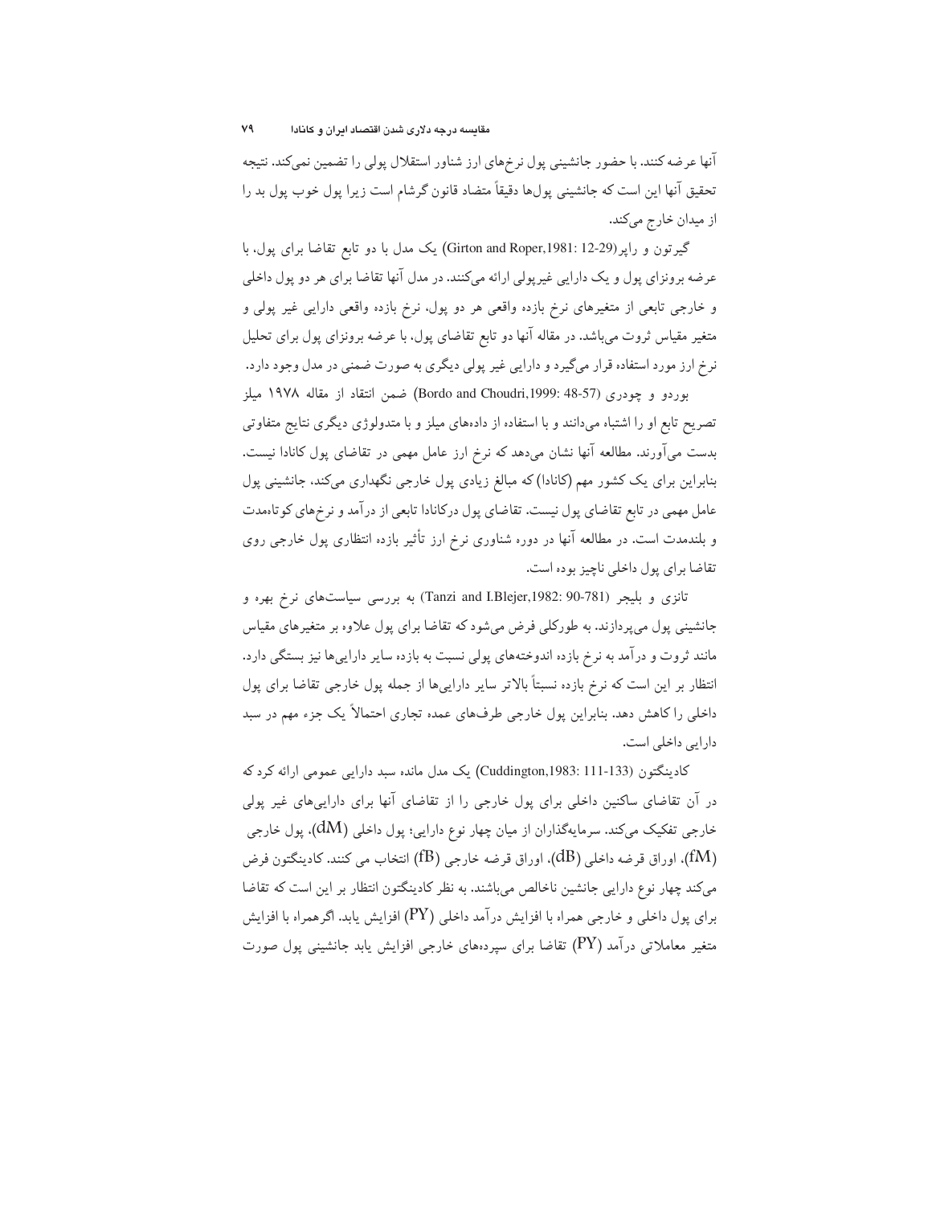آنها عرضه کنند. با حضور جانشینی پول نرخ‌های ارز شناور استقلال پولی را تضمین نمی‌کند. نتیجه تحقیق آنها این است که جانشینی پول‌ها دقیقاً متضاد قانون گرشام است زیرا پول خوب پول بد را از میدان خارج می‌کند.

گیرتون و راپر(Girton and Roper,1981: 12-29) یک مدل با دو تابع تقاضا برای پول، با عرضه برونزای پول و یک دارایی غیرپولی ارائه می‌کنند. در مدل آنها تقاضا برای هر دو پول داخلی و خارجی تابعی از متغیرهای نرخ بازده واقعی هر دو پول، نرخ بازده واقعی دارایی غیر پولی و متغیر مقیاس ثروت می‌باشد. در مقاله آنها دو تابع تقاضای پول، با عرضه برونزای پول برای تحلیل نرخ ارز مورد استفاده قرار می‌گیرد و دارایی غیر پولی دیگری به صورت ضمنی در مدل وجود دارد.

بوردو و چودری (Bordo and Choudri,1999: 48-57) ضمن انتقاد از مقاله ۱۹۷۸ میلز تصریح تابع او را اشتباه می‌دانند و با استفاده از داده‌های میلز و با متدولوژی دیگری نتایج متفاوتی بدست می‌آورند. مطالعه آنها نشان می‌دهد که نرخ ارز عامل مهمی در تقاضای پول کانادا نیست. بنابراین برای یک کشور مهم (کانادا) که مبالغ زیادی پول خارجی نگهداری می‌کند، جانشینی پول عامل مهمی در تابع تقاضای پول نیست. تقاضای پول درکانادا تابعی از درآمد و نرخ‌های کوتاه‌مدت و بلندمدت است. در مطالعه آنها در دوره شناوری نرخ ارز تأثیر بازده انتظاری پول خارجی روی تقاضا برای پول داخلی ناچیز بوده است.

تانزی و بلیجر (Tanzi and I.Blejer,1982: 781-90) به بررسی سیاست‌های نرخ بهره و جانشینی پول می‌پردازند. به طورکلی فرض می‌شود که تقاضا برای پول علاوه بر متغیرهای مقیاس مانند ثروت و درآمد به نرخ بازده اندوخته‌های پولی نسبت به بازده سایر دارایی‌ها نیز بستگی دارد. انتظار بر این است که نرخ بازده نسبتاً بالاتر سایر دارایی‌ها از جمله پول خارجی تقاضا برای پول داخلی را کاهش دهد. بنابراین پول خارجی طرف‌های عمده تجاری احتمالاً یک جزء مهم در سبد دارایی داخلی است.

کادینگتون (Cuddington,1983: 111-133) یک مدل مانده سبد دارایی عمومی ارائه کرد که در آن تقاضای ساکنین داخلی برای پول خارجی را از تقاضای آنها برای دارایی‌های غیر پولی خارجی تفکیک می‌کند. سرمایه‌گذاران از میان چهار نوع دارایی؛ پول داخلی (dM)، پول خارجی (fM)، اوراق قرضه داخلی (dB)، اوراق قرضه خارجی (fB) انتخاب می کنند. کادینگتون فرض می‌کند چهار نوع دارایی جانشین ناخالص می‌باشند. به نظر کادینگتون انتظار بر این است که تقاضا برای پول داخلی و خارجی همراه با افزایش درآمد داخلی (PY) افزایش یابد. اگرهمراه با افزایش متغیر معاملاتی درآمد (PY) تقاضا برای سپرده‌های خارجی افزایش یابد جانشینی پول صورت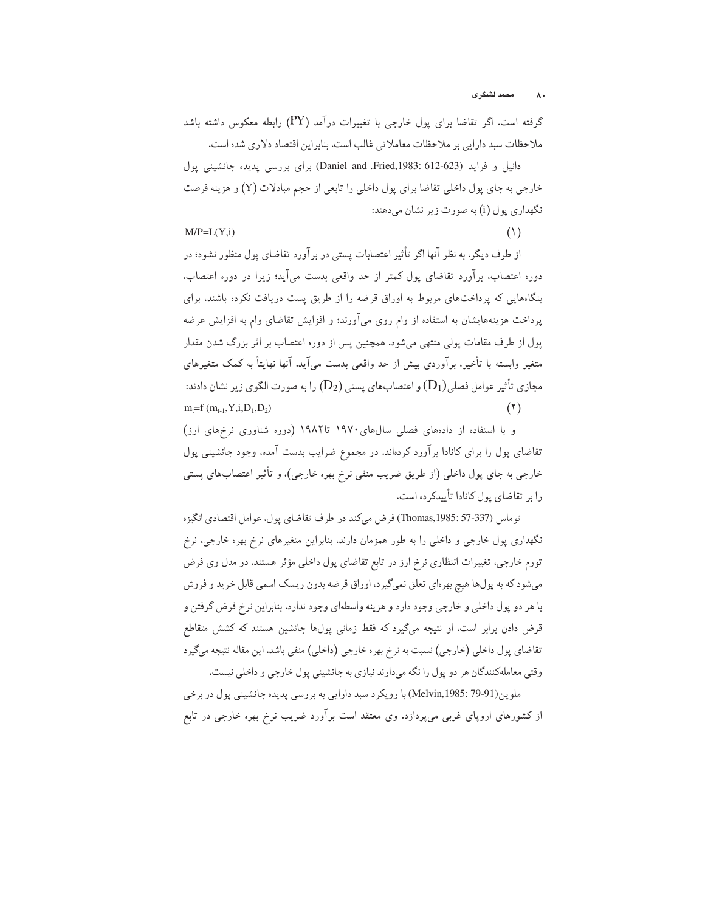گرفته است. اگر تقاضا برای پول خارجی با تغییرات درآمد $(PY)$ رابطه معکوس داشته باشد ملاحظات سبد دارایی بر ملاحظات معاملاتی غالب است. بنابراین اقتصاد دلاری شده است.

دانیل و فراید (Daniel and .Fried,1983: 612-623) برای بررسی پدیده جانشینی پول خارجی به جای پول داخلی تقاضا برای پول داخلی را تابعی از حجم مبادلات $(Y)$ و هزینه فرصت نگهداری پول $(i)$ به صورت زیر نشان می‌دهند:

$$M/P=L(Y,i) \qquad (1)$$

از طرف دیگر، به نظر آنها اگر تأثیر اعتصابات پستی در برآورد تقاضای پول منظور نشود؛ در دوره اعتصاب، برآورد تقاضای پول کمتر از حد واقعی بدست می‌آید؛ زیرا در دوره اعتصاب، بنگاه‌هایی که پرداخت‌های مربوط به اوراق قرضه را از طریق پست دریافت نکرده باشند، برای پرداخت هزینه‌هایشان به استفاده از وام روی می‌آورند؛ و افزایش تقاضای وام به افزایش عرضه پول از طرف مقامات پولی منتهی می‌شود. همچنین پس از دوره اعتصاب بر اثر بزرگ شدن مقدار متغیر وابسته با تأخیر، برآوردی بیش از حد واقعی بدست می‌آید. آنها نهایتاً به کمک متغیرهای مجازی تأثیر عوامل فصلی $(D_1)$ و اعتصاب‌های پستی $(D_2)$ را به صورت الگوی زیر نشان دادند:

$$m_t=f\,(m_{t-1},Y,i,D_1,D_2) \qquad (2)$$

و با استفاده از داده‌های فصلی سال‌های ۱۹۷۰ تا ۱۹۸۲ (دوره شناوری نرخ‌های ارز) تقاضای پول را برای کانادا برآورد کرده‌اند. در مجموع ضرایب بدست آمده، وجود جانشینی پول خارجی به جای پول داخلی (از طریق ضریب منفی نرخ بهره خارجی)، و تأثیر اعتصاب‌های پستی را بر تقاضای پول کانادا تأییدکرده است.

توماس (Thomas,1985: 57-337) فرض می‌کند در طرف تقاضای پول، عوامل اقتصادی انگیزه نگهداری پول خارجی و داخلی را به طور همزمان دارند، بنابراین متغیرهای نرخ بهره خارجی، نرخ تورم خارجی، تغییرات انتظاری نرخ ارز در تابع تقاضای پول داخلی مؤثر هستند. در مدل وی فرض می‌شود که به پول‌ها هیچ بهره‌ای تعلق نمی‌گیرد، اوراق قرضه بدون ریسک اسمی قابل خرید و فروش با هر دو پول داخلی و خارجی وجود دارد و هزینه واسطه‌ای وجود ندارد. بنابراین نرخ قرض گرفتن و قرض دادن برابر است، او نتیجه می‌گیرد که فقط زمانی پول‌ها جانشین هستند که کشش متقاطع تقاضای پول داخلی (خارجی) نسبت به نرخ بهره خارجی (داخلی) منفی باشد. این مقاله نتیجه می‌گیرد وقتی معامله‌کنندگان هر دو پول را نگه می‌دارند نیازی به جانشینی پول خارجی و داخلی نیست.

ملوین (Melvin,1985: 79-91) با رویکرد سبد دارایی به بررسی پدیده جانشینی پول در برخی از کشورهای اروپای غربی می‌پردازد. وی معتقد است برآورد ضریب نرخ بهره خارجی در تابع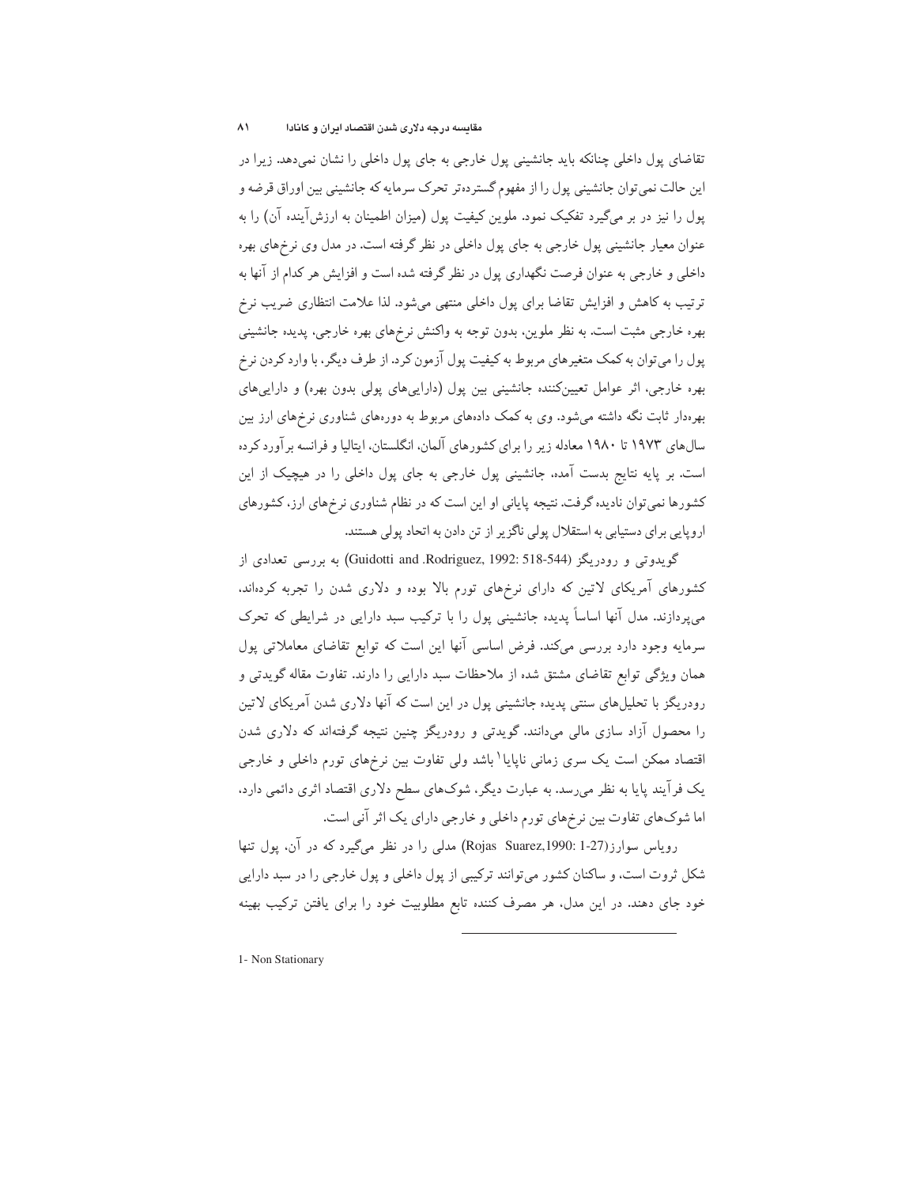تقاضای پول داخلی چنانکه باید جانشینی پول خارجی به جای پول داخلی را نشان نمی‌دهد. زیرا در این حالت نمی‌توان جانشینی پول را از مفهوم گسترده‌تر تحرک سرمایه که جانشینی بین اوراق قرضه و پول را نیز در بر می‌گیرد تفکیک نمود. ملوین کیفیت پول (میزان اطمینان به ارزش‌آینده آن) را به عنوان معیار جانشینی پول خارجی به جای پول داخلی در نظر گرفته است. در مدل وی نرخ‌های بهره داخلی و خارجی به عنوان فرصت نگهداری پول در نظر گرفته شده است و افزایش هر کدام از آنها به ترتیب به کاهش و افزایش تقاضا برای پول داخلی منتهی می‌شود. لذا علامت انتظاری ضریب نرخ بهره خارجی مثبت است. به نظر ملوین، بدون توجه به واکنش نرخ‌های بهره خارجی، پدیده جانشینی پول را می‌توان به کمک متغیرهای مربوط به کیفیت پول آزمون کرد. از طرف دیگر، با وارد کردن نرخ بهره خارجی، اثر عوامل تعیین‌کننده جانشینی بین پول (دارایی‌های پولی بدون بهره) و دارایی‌های بهره‌دار ثابت نگه داشته می‌شود. وی به کمک داده‌های مربوط به دوره‌های شناوری نرخ‌های ارز بین سال‌های ۱۹۷۳ تا ۱۹۸۰ معادله زیر را برای کشورهای آلمان، انگلستان، ایتالیا و فرانسه برآورد کرده است. بر پایه نتایج بدست آمده، جانشینی پول خارجی به جای پول داخلی را در هیچیک از این کشورها نمی‌توان نادیده گرفت. نتیجه پایانی او این است که در نظام شناوری نرخ‌های ارز، کشورهای اروپایی برای دستیابی به استقلال پولی ناگزیر از تن دادن به اتحاد پولی هستند.

گویدوتی و رودریگز (Guidotti and .Rodriguez, 1992: 518-544) به بررسی تعدادی از کشورهای آمریکای لاتین که دارای نرخ‌های تورم بالا بوده و دلاری شدن را تجربه کرده‌اند، می‌پردازند. مدل آنها اساساً پدیده جانشینی پول را با ترکیب سبد دارایی در شرایطی که تحرک سرمایه وجود دارد بررسی می‌کند. فرض اساسی آنها این است که توابع تقاضای معاملاتی پول همان ویژگی توابع تقاضای مشتق شده از ملاحظات سبد دارایی را دارند. تفاوت مقاله گویدتی و رودریگز با تحلیل‌های سنتی پدیده جانشینی پول در این است که آنها دلاری شدن آمریکای لاتین را محصول آزاد سازی مالی می‌دانند. گویدتی و رودریگز چنین نتیجه گرفته‌اند که دلاری شدن اقتصاد ممکن است یک سری زمانی ناپایا[1] باشد ولی تفاوت بین نرخ‌های تورم داخلی و خارجی یک فرآیند پایا به نظر می‌رسد. به عبارت دیگر، شوک‌های سطح دلاری اقتصاد اثری دائمی دارد، اما شوک‌های تفاوت بین نرخ‌های تورم داخلی و خارجی دارای یک اثر آنی است.

روياس سوارز(Rojas Suarez,1990: 1-27) مدلی را در نظر می‌گیرد که در آن، پول تنها شکل ثروت است، و ساکنان کشور می‌توانند ترکیبی از پول داخلی و پول خارجی را در سبد دارایی خود جای دهند. در این مدل، هر مصرف کننده تابع مطلوبیت خود را برای یافتن ترکیب بهینه

1- Non Stationary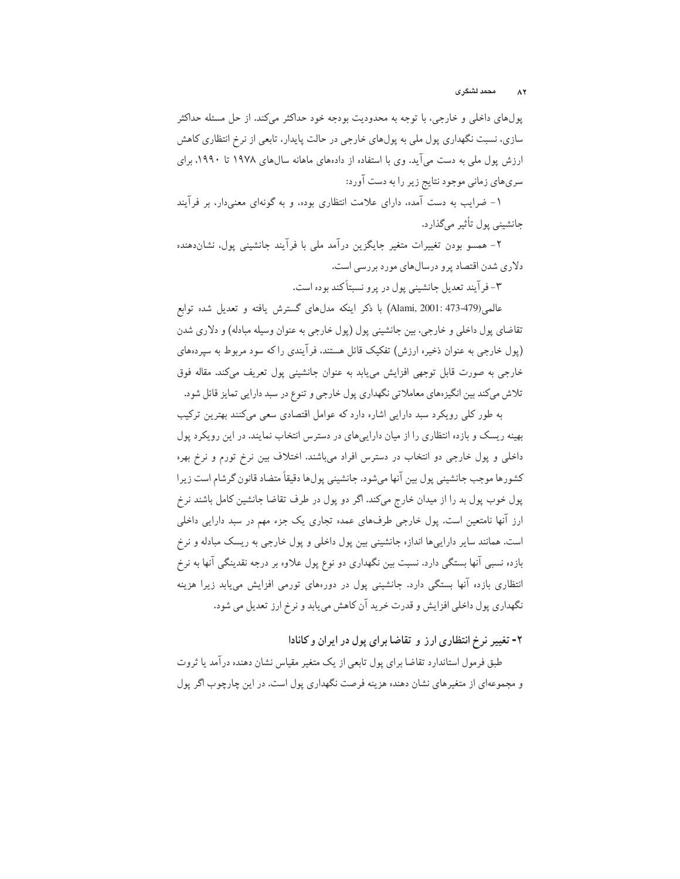پول‌های داخلی و خارجی، با توجه به محدودیت بودجه خود حداکثر می‌کند. از حل مسئله حداکثر سازی، نسبت نگهداری پول ملی به پول‌های خارجی در حالت پایدار، تابعی از نرخ انتظاری کاهش ارزش پول ملی به دست می‌آید. وی با استفاده از داده‌های ماهانه سال‌های ۱۹۷۸ تا ۱۹۹۰، برای سری‌های زمانی موجود نتایج زیر را به دست آورد:

۱- ضرایب به دست آمده، دارای علامت انتظاری بوده، و به گونه‌ای معنی‌دار، بر فرآیند جانشینی پول تأثیر می‌گذارد.

۲- همسو بودن تغییرات متغیر جایگزین درآمد ملی با فرآیند جانشینی پول، نشان‌دهنده دلاری شدن اقتصاد پرو درسال‌های مورد بررسی است.

۳- فرآیند تعدیل جانشینی پول در پرو نسبتاً کند بوده است.

عالمی(Alami, 2001: 473-479) با ذکر اینکه مدل‌های گسترش یافته و تعدیل شده توابع تقاضای پول داخلی و خارجی، بین جانشینی پول (پول خارجی به عنوان وسیله مبادله) و دلاری شدن (پول خارجی به عنوان ذخیره ارزش) تفکیک قائل هستند، فرآیندی را که سود مربوط به سپرده‌های خارجی به صورت قابل توجهی افزایش می‌یابد به عنوان جانشینی پول تعریف می‌کند. مقاله فوق تلاش می‌کند بین انگیزه‌های معاملاتی نگهداری پول خارجی و تنوع در سبد دارایی تمایز قائل شود.

به طور کلی رویکرد سبد دارایی اشاره دارد که عوامل اقتصادی سعی می‌کنند بهترین ترکیب بهینه ریسک و بازده انتظاری را از میان دارایی‌های در دسترس انتخاب نمایند. در این رویکرد پول داخلی و پول خارجی دو انتخاب در دسترس افراد می‌باشند. اختلاف بین نرخ تورم و نرخ بهره کشورها موجب جانشینی پول بین آنها می‌شود. جانشینی پول‌ها دقیقاً متضاد قانون گرشام است زیرا پول خوب پول بد را از میدان خارج می‌کند. اگر دو پول در طرف تقاضا جانشین کامل باشند نرخ ارز آنها نامتعین است. پول خارجی طرف‌های عمده تجاری یک جزء مهم در سبد دارایی داخلی است. همانند سایر دارایی‌ها اندازه جانشینی بین پول داخلی و پول خارجی به ریسک مبادله و نرخ بازده نسبی آنها بستگی دارد. نسبت بین نگهداری دو نوع پول علاوه بر درجه نقدینگی آنها به نرخ انتظاری بازده آنها بستگی دارد. جانشینی پول در دوره‌های تورمی افزایش می‌یابد زیرا هزینه نگهداری پول داخلی افزایش و قدرت خرید آن کاهش می‌یابد و نرخ ارز تعدیل می شود.

## ۲- تغییر نرخ انتظاری ارز و تقاضا برای پول در ایران و کانادا

طبق فرمول استاندارد تقاضا برای پول تابعی از یک متغیر مقیاس نشان دهنده درآمد یا ثروت و مجموعه‌ای از متغیرهای نشان دهنده هزینه فرصت نگهداری پول است. در این چارچوب اگر پول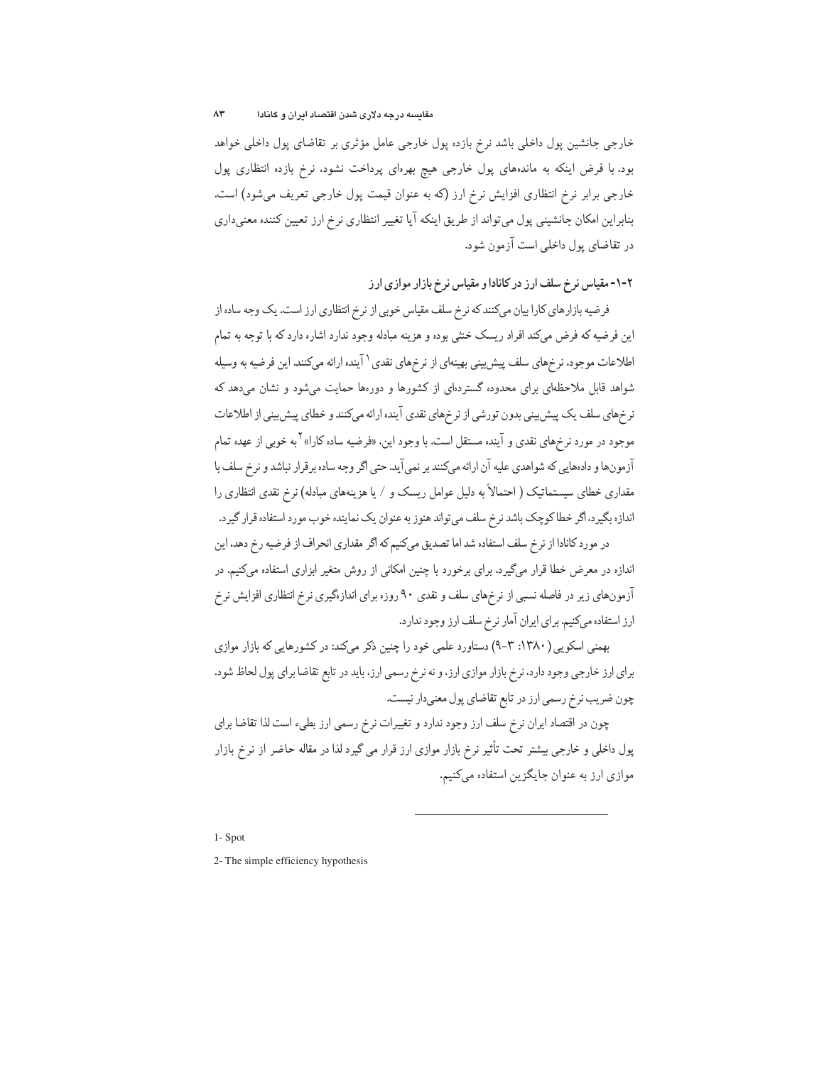خارجی جانشین پول داخلی باشد نرخ بازده پول خارجی عامل مؤثری بر تقاضای پول داخلی خواهد بود. با فرض اینکه به مانده‌های پول خارجی هیچ بهره‌ای پرداخت نشود، نرخ بازده انتظاری پول خارجی برابر نرخ انتظاری افزایش نرخ ارز (که به عنوان قیمت پول خارجی تعریف می‌شود) است. بنابراین امکان جانشینی پول می‌تواند از طریق اینکه آیا تغییر انتظاری نرخ ارز تعیین کننده معنی‌داری در تقاضای پول داخلی است آزمون شود.

## ۲-۱- مقیاس نرخ سلف ارز در کانادا و مقیاس نرخ بازار موازی ارز

فرضیه بازارهای کارا بیان می‌کنند که نرخ سلف مقیاس خوبی از نرخ انتظاری ارز است. یک وجه ساده از این فرضیه که فرض می‌کند افراد ریسک خنثی بوده و هزینه مبادله وجود ندارد اشاره دارد که با توجه به تمام اطلاعات موجود، نرخ‌های سلف پیش‌بینی بهینه‌ای از نرخ‌های نقدی[1] آینده ارائه می‌کنند. این فرضیه به وسیله شواهد قابل ملاحظه‌ای برای محدوده گسترده‌ای از کشورها و دوره‌ها حمایت می‌شود و نشان می‌دهد که نرخ‌های سلف یک پیش‌بینی بدون تورشی از نرخ‌های نقدی آینده ارائه می‌کنند و خطای پیش‌بینی از اطلاعات موجود در مورد نرخ‌های نقدی و آینده مستقل است. با وجود این، «فرضیه ساده کارا»[2] به خوبی از عهده تمام آزمون‌ها و داده‌هایی که شواهدی علیه آن ارائه می‌کنند بر نمی‌آید. حتی اگر وجه ساده برقرار نباشد و نرخ سلف با مقداری خطای سیستماتیک (احتمالاً به دلیل عوامل ریسک و / یا هزینه‌های مبادله) نرخ نقدی انتظاری را اندازه بگیرد، اگر خطا کوچک باشد نرخ سلف می‌تواند هنوز به عنوان یک نماینده خوب مورد استفاده قرار گیرد.

در مورد کانادا از نرخ سلف استفاده شد اما تصدیق می‌کنیم که اگر مقداری انحراف از فرضیه رخ دهد، این اندازه در معرض خطا قرار می‌گیرد. برای برخورد با چنین امکانی از روش متغیر ابزاری استفاده می‌کنیم. در آزمون‌های زیر در فاصله نسبی از نرخ‌های سلف و نقدی ۹۰ روزه برای اندازه‌گیری نرخ انتظاری افزایش نرخ ارز استفاده می‌کنیم. برای ایران آمار نرخ سلف ارز وجود ندارد.

بهمنی اسکویی (۱۳۸۰: ۳-۹) دستاورد علمی خود را چنین ذکر می‌کند: در کشورهایی که بازار موازی برای ارز خارجی وجود دارد، نرخ بازار موازی ارز، و نه نرخ رسمی ارز، باید در تابع تقاضا برای پول لحاظ شود. چون ضریب نرخ رسمی ارز در تابع تقاضای پول معنی‌دار نیست.

چون در اقتصاد ایران نرخ سلف ارز وجود ندارد و تغییرات نرخ رسمی ارز بطیء است لذا تقاضا برای پول داخلی و خارجی بیشتر تحت تأثیر نرخ بازار موازی ارز قرار می گیرد لذا در مقاله حاضر از نرخ بازار موازی ارز به عنوان جایگزین استفاده می‌کنیم.

---

1- Spot

2- The simple efficiency hypothesis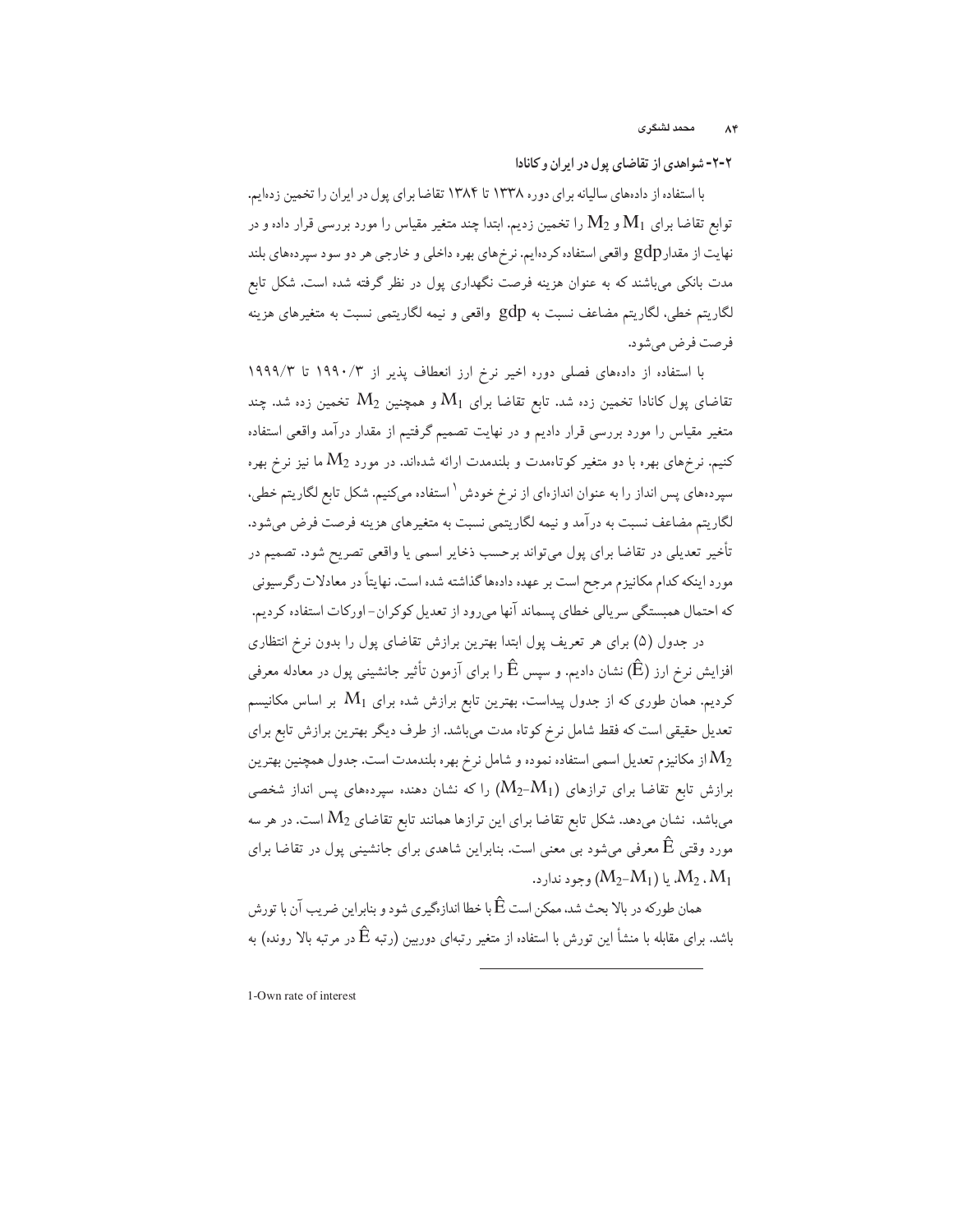## ۲-۲- شواهدی از تقاضای پول در ایران و کانادا

با استفاده از داده‌های سالیانه برای دوره ۱۳۳۸ تا ۱۳۸۴ تقاضا برای پول در ایران را تخمین زده‌ایم. توابع تقاضا برای $M_1$ و $M_2$ را تخمین زدیم. ابتدا چند متغیر مقیاس را مورد بررسی قرار داده و در نهایت از مقدار gdp واقعی استفاده کرده‌ایم. نرخ‌های بهره داخلی و خارجی هر دو سود سپرده‌های بلند مدت بانکی می‌باشند که به عنوان هزینه فرصت نگهداری پول در نظر گرفته شده است. شکل تابع لگاریتم خطی، لگاریتم مضاعف نسبت به gdp واقعی و نیمه لگاریتمی نسبت به متغیرهای هزینه فرصت فرض می‌شود.

با استفاده از داده‌های فصلی دوره اخیر نرخ ارز انعطاف پذیر از ۱۹۹۰/۳ تا ۱۹۹۹/۳ تقاضای پول کانادا تخمین زده شد. تابع تقاضا برای $M_1$ و همچنین $M_2$ تخمین زده شد. چند متغیر مقیاس را مورد بررسی قرار دادیم و در نهایت تصمیم گرفتیم از مقدار درآمد واقعی استفاده کنیم. نرخ‌های بهره با دو متغیر کوتاه‌مدت و بلندمدت ارائه شده‌اند. در مورد $M_2$ ما نیز نرخ بهره سپرده‌های پس انداز را به عنوان اندازه‌ای از نرخ خودش[1] استفاده می‌کنیم. شکل تابع لگاریتم خطی، لگاریتم مضاعف نسبت به درآمد و نیمه لگاریتمی نسبت به متغیرهای هزینه فرصت فرض می‌شود. تأخیر تعدیلی در تقاضا برای پول می‌تواند برحسب ذخایر اسمی یا واقعی تصریح شود. تصمیم در مورد اینکه کدام مکانیزم مرجح است بر عهده داده‌ها گذاشته شده است. نهایتاً در معادلات رگرسیونی که احتمال همبستگی سریالی خطای پسماند آنها می‌رود از تعدیل کوکران- اورکات استفاده کردیم.

در جدول (۵) برای هر تعریف پول ابتدا بهترین برازش تقاضای پول را بدون نرخ انتظاری افزایش نرخ ارز ($\hat{E}$) نشان دادیم. و سپس $\hat{E}$ را برای آزمون تأثیر جانشینی پول در معادله معرفی کردیم. همان طوری که از جدول پیداست، بهترین تابع برازش شده برای $M_1$ بر اساس مکانیسم تعدیل حقیقی است که فقط شامل نرخ کوتاه مدت می‌باشد. از طرف دیگر بهترین برازش تابع برای $M_2$ از مکانیزم تعدیل اسمی استفاده نموده و شامل نرخ بهره بلندمدت است. جدول همچنین بهترین برازش تابع تقاضا برای ترازهای ($M_2$-$M_1$) را که نشان دهنده سپرده‌های پس انداز شخصی می‌باشد، نشان می‌دهد. شکل تابع تقاضا برای این ترازها همانند تابع تقاضای $M_2$ است. در سه مورد وقتی $\hat{E}$ معرفی می‌شود بی معنی است. بنابراین شاهدی برای جانشینی پول در تقاضا برای $M_1$، $M_2$ یا ($M_2$-$M_1$) وجود ندارد.

همان طورکه در بالا بحث شد، ممکن است $\hat{E}$ با خطا اندازه‌گیری شود و بنابراین ضریب آن با تورش باشد. برای مقابله با منشأ این تورش با استفاده از متغیر رتبه‌ای دوربین (رتبه $\hat{E}$ در مرتبه بالا رونده) به

---

1-Own rate of interest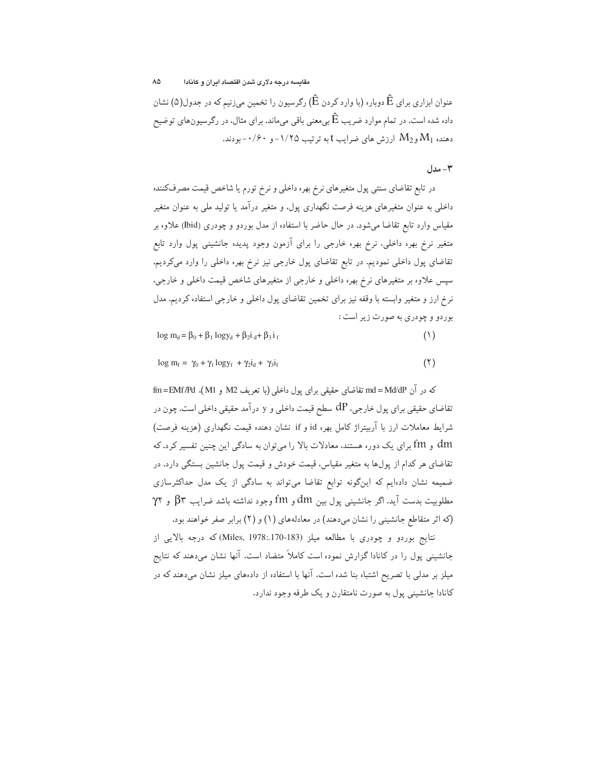عنوان ابزاری برای $\hat{E}$ دوباره (با وارد کردن $\hat{E}$) رگرسیون را تخمین می‌زنیم که در جدول(۵) نشان داده شده است. در تمام موارد ضریب $\hat{E}$ بی‌معنی باقی می‌ماند. برای مثال، در رگرسیون‌های توضیح دهنده $M_1$ و $M_2$ ارزش های ضرایب t به ترتیب ۱/۲۵- و ۰/۶۰- بودند.

## ۳- مدل

در تابع تقاضای سنتی پول متغیرهای نرخ بهره داخلی و نرخ تورم یا شاخص قیمت مصرف‌کننده داخلی به عنوان متغیرهای هزینه فرصت نگهداری پول، و متغیر درآمد یا تولید ملی به عنوان متغیر مقیاس وارد تابع تقاضا می‌شود. در حال حاضر با استفاده از مدل بوردو و چودری (Ibid) علاوه بر متغیر نرخ بهره داخلی، نرخ بهره خارجی را برای آزمون وجود پدیده جانشینی پول وارد تابع تقاضای پول داخلی نمودیم. در تابع تقاضای پول خارجی نیز نرخ بهره داخلی را وارد می‌کردیم. سپس علاوه بر متغیرهای نرخ بهره داخلی و خارجی از متغیرهای شاخص قیمت داخلی و خارجی، نرخ ارز و متغیر وابسته با وقفه نیز برای تخمین تقاضای پول داخلی و خارجی استفاده کردیم. مدل بوردو و چودری به صورت زیر است :

$$\log m_d = \beta_0 + \beta_1 \log y_d + \beta_2 i_d + \beta_3 i_f \qquad (۱)$$

$$\log m_f = \gamma_0 + \gamma_1 \log y_f + \gamma_2 i_d + \gamma_3 i_f \qquad (۲)$$

که در آن $md = Md/dP$ تقاضای حقیقی برای پول داخلی (با تعریف M2 و M1)، $fm = EMf/Pd$ تقاضای حقیقی برای پول خارجی، $dP$ سطح قیمت داخلی و y درآمد حقیقی داخلی است. چون در شرایط معاملات ارز با آربیتراژ کامل بهره id و if نشان دهنده قیمت نگهداری (هزینه فرصت) $dm$ و $fm$ برای یک دوره هستند، معادلات بالا را می‌توان به سادگی این چنین تفسیر کرد. که تقاضای هر کدام از پول‌ها به متغیر مقیاس، قیمت خودش و قیمت پول جانشین بستگی دارد. در ضمیمه نشان داده‌ایم که این‌گونه توابع تقاضا می‌تواند به سادگی از یک مدل حداکثرسازی مطلوبیت بدست آید. اگر جانشینی پول بین $dm$ و $fm$ وجود نداشته باشد ضرایب $\beta_3$ و $\gamma_2$ (که اثر متقاطع جانشینی را نشان می‌دهند) در معادله‌های (۱) و (۲) برابر صفر خواهند بود.

نتایج بوردو و چودری با مطالعه میلز (Miles, 1978:.170-183) که درجه بالایی از جانشینی پول را در کانادا گزارش نموده است کاملاً متضاد است. آنها نشان می‌دهند که نتایج میلز بر مدلی با تصریح اشتباه بنا شده است. آنها با استفاده از داده‌های میلز نشان می‌دهند که در کانادا جانشینی پول به صورت نامتقارن و یک طرفه وجود ندارد.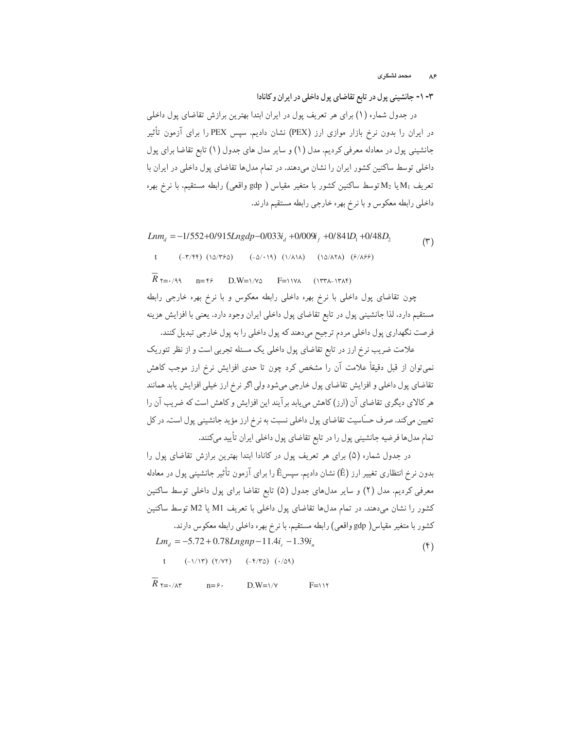### ۳- ۱- جانشینی پول در تابع تقاضای پول داخلی در ایران و کانادا

در جدول شماره (۱) برای هر تعریف پول در ایران ابتدا بهترین برازش تقاضای پول داخلی در ایران را بدون نرخ بازار موازی ارز (PEX) نشان دادیم. سپس PEX را برای آزمون تأثیر جانشینی پول در معادله معرفی کردیم. مدل (۱) و سایر مدل های جدول (۱) تابع تقاضا برای پول داخلی توسط ساکنین کشور ایران را نشان می‌دهند. در تمام مدل‌ها تقاضای پول داخلی در ایران با تعریف $M_1$ یا $M_2$ توسط ساکنین کشور با متغیر مقیاس ( gdp واقعی) رابطه مستقیم، با نرخ بهره داخلی رابطه معکوس و با نرخ بهره خارجی رابطه مستقیم دارند.

$$Lnm_d = -1/552 + 0/915 Lngdp - 0/033 i_d + 0/009 i_f + 0/841 D_1 + 0/48 D_2 \qquad (۳)$$

t (۳/۴۴-) (۱۵/۳۶۵) (۵/۰۱۹-) (۱/۸۱۸) (۱۵/۸۲۸) (۶/۸۶۶)

$\overline{R}^2 = ۰/۹۹$ n=۴۶ D.W=۱/۷۵ F=۱۱۷۸ (۱۳۳۸-۱۳۸۴)

چون تقاضای پول داخلی با نرخ بهره داخلی رابطه معکوس و با نرخ بهره خارجی رابطه مستقیم دارد، لذا جانشینی پول در تابع تقاضای پول داخلی ایران وجود دارد. یعنی با افزایش هزینه فرصت نگهداری پول داخلی مردم ترجیح می‌دهند که پول داخلی را به پول خارجی تبدیل کنند.

علامت ضریب نرخ ارز در تابع تقاضای پول داخلی یک مسئله تجربی است و از نظر تئوریک نمی‌توان از قبل دقیقاً علامت آن را مشخص کرد چون تا حدی افزایش نرخ ارز موجب کاهش تقاضای پول داخلی و افزایش تقاضای پول خارجی می‌شود ولی اگر نرخ ارز خیلی افزایش یابد همانند هر کالای دیگری تقاضای آن (ارز) کاهش می‌یابد برآیند این افزایش و کاهش است که ضریب آن را تعیین می‌کند. صرف حسّاسیت تقاضای پول داخلی نسبت به نرخ ارز مؤید جانشینی پول است. در کل تمام مدل‌ها فرضیه جانشینی پول را در تابع تقاضای پول داخلی ایران تأیید می‌کنند.

در جدول شماره (۵) برای هر تعریف پول در کانادا ابتدا بهترین برازش تقاضای پول را بدون نرخ انتظاری تغییر ارز ($\hat{E}$) نشان دادیم. سپس $\hat{E}$ را برای آزمون تأثیر جانشینی پول در معادله معرفی کردیم. مدل (۲) و سایر مدل‌های جدول (۵) تابع تقاضا برای پول داخلی توسط ساکنین کشور را نشان می‌دهند. در تمام مدل‌ها تقاضای پول داخلی با تعریف M1 یا M2 توسط ساکنین کشور با متغیر مقیاس( gdp واقعی) رابطه مستقیم، با نرخ بهره داخلی رابطه معکوس دارند.

$$Lm_d = -5.72 + 0.78 Lngnp - 11.4 i_c - 1.39 i_u \qquad (۴)$$

t (۱/۱۳-) (۲/۷۲) (۴/۳۵-) (۰/۵۹)

$\overline{R}^2 = ۰/۸۳$ n=۶۰ D.W=۱/۷ F=۱۱۲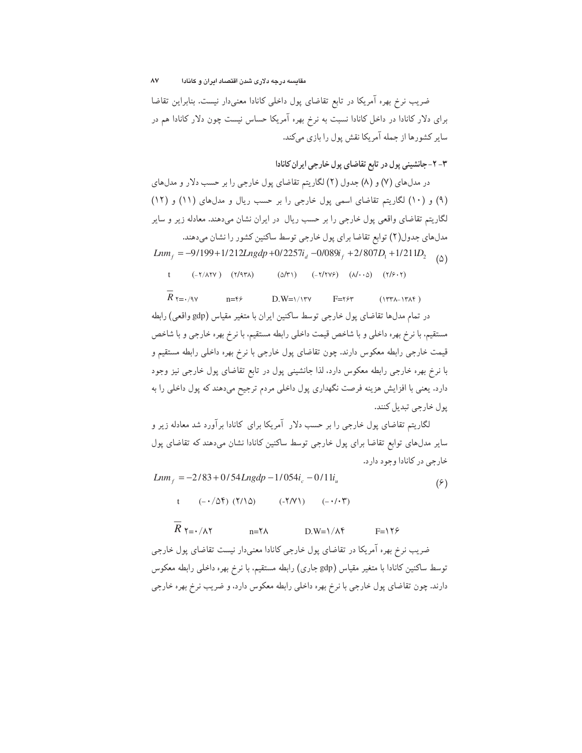ضریب نرخ بهره آمریکا در تابع تقاضای پول داخلی کانادا معنی‌دار نیست. بنابراین تقاضا برای دلار کانادا در داخل کانادا نسبت به نرخ بهره آمریکا حساس نیست چون دلار کانادا هم در سایر کشورها از جمله آمریکا نقش پول را بازی می‌کند.

### ۳-۲- جانشینی پول در تابع تقاضای پول خارجی ایران کانادا

در مدل‌های (۷) و (۸) جدول (۲) لگاریتم تقاضای پول خارجی را بر حسب دلار و مدل‌های (۹) و (۱۰) لگاریتم تقاضای اسمی پول خارجی را بر حسب ریال و مدل‌های (۱۱) و (۱۲) لگاریتم تقاضای واقعی پول خارجی را بر حسب ریال در ایران نشان می‌دهند. معادله زیر و سایر مدل‌های جدول(۲) توابع تقاضا برای پول خارجی توسط ساکنین کشور را نشان می‌دهند.

$$Lnm_f = -9/199 + 1/212Lngdp + 0/2257i_d - 0/089i_f + 2/807D_1 + 1/211D_2 \qquad (5)$$

t (۲/۸۲۷-) (۲/۹۳۸) (۵/۳۱) (۲/۲۷۶-) (۸/۰۰۵) (۲/۶۰۲)

$\overline{R}^2 = ۰/۹۷$ n=۴۶ D.W=۱/۱۳۷ F=۲۶۳ (۱۳۳۸-۱۳۸۴)

در تمام مدل‌ها تقاضای پول خارجی توسط ساکنین ایران با متغیر مقیاس (gdp واقعی) رابطه مستقیم، با نرخ بهره داخلی و با شاخص قیمت داخلی رابطه مستقیم، با نرخ بهره خارجی و با شاخص قیمت خارجی رابطه معکوس دارند. چون تقاضای پول خارجی با نرخ بهره داخلی رابطه مستقیم و با نرخ بهره خارجی رابطه معکوس دارد، لذا جانشینی پول در تابع تقاضای پول خارجی نیز وجود دارد. یعنی با افزایش هزینه فرصت نگهداری پول داخلی مردم ترجیح می‌دهند که پول داخلی را به پول خارجی تبدیل کنند.

لگاریتم تقاضای پول خارجی را بر حسب دلار آمریکا برای کانادا برآورد شد معادله زیر و سایر مدل‌های توابع تقاضا برای پول خارجی توسط ساکنین کانادا نشان می‌دهند که تقاضای پول خارجی در کانادا وجود دارد.

$$Lnm_f = -2/83 + 0/54Lngdp - 1/054i_c - 0/11i_u \qquad (6)$$

t (۰/۵۴-) (۲/۱۵) (۲/۷۱-) (۰/۰۳-)

$\overline{R}^2 = ۰/۸۲$ n=۲۸ D.W=۱/۸۴ F=۱۲۶

ضریب نرخ بهره آمریکا در تقاضای پول خارجی کانادا معنی‌دار نیست تقاضای پول خارجی توسط ساکنین کانادا با متغیر مقیاس (gdp جاری) رابطه مستقیم، با نرخ بهره داخلی رابطه معکوس دارند. چون تقاضای پول خارجی با نرخ بهره داخلی رابطه معکوس دارد، و ضریب نرخ بهره خارجی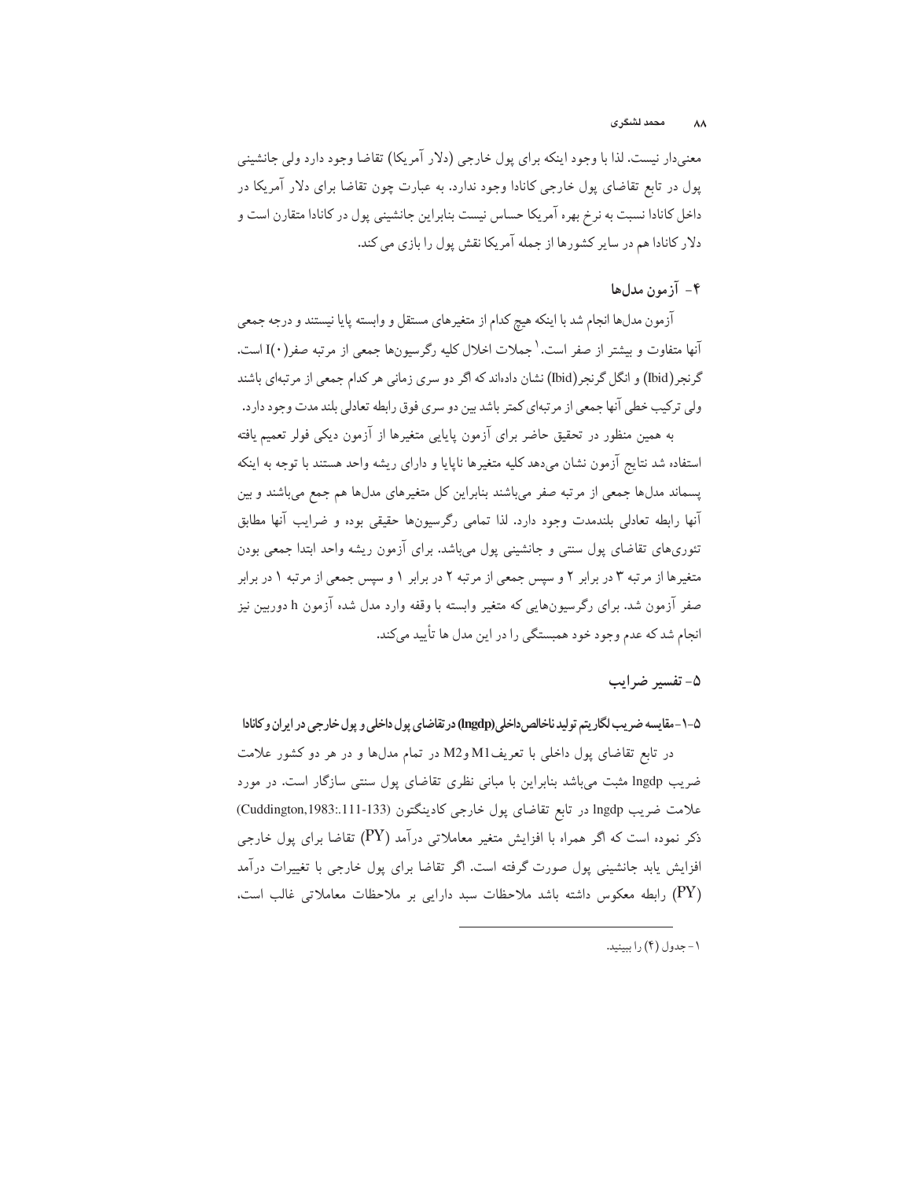معنی‌دار نیست. لذا با وجود اینکه برای پول خارجی (دلار آمریکا) تقاضا وجود دارد ولی جانشینی پول در تابع تقاضای پول خارجی کانادا وجود ندارد. به عبارت چون تقاضا برای دلار آمریکا در داخل کانادا نسبت به نرخ بهره آمریکا حساس نیست بنابراین جانشینی پول در کانادا متقارن است و دلار کانادا هم در سایر کشورها از جمله آمریکا نقش پول را بازی می کند.

## ۴- آزمون مدل‌ها

آزمون مدل‌ها انجام شد با اینکه هیچ کدام از متغیرهای مستقل و وابسته پایا نیستند و درجه جمعی آنها متفاوت و بیشتر از صفر است.[1] جملات اخلال کلیه رگرسیون‌ها جمعی از مرتبه صفر(I(۰ است. گرنجر(Ibid) و انگل گرنجر(Ibid) نشان داده‌اند که اگر دو سری زمانی هر کدام جمعی از مرتبه‌ای باشند ولی ترکیب خطی آنها جمعی از مرتبه‌ای کمتر باشد بین دو سری فوق رابطه تعادلی بلند مدت وجود دارد.

به همین منظور در تحقیق حاضر برای آزمون پایایی متغیرها از آزمون دیکی فولر تعمیم یافته استفاده شد نتایج آزمون نشان می‌دهد کلیه متغیرها ناپایا و دارای ریشه واحد هستند با توجه به اینکه پسماند مدل‌ها جمعی از مرتبه صفر می‌باشند بنابراین کل متغیرهای مدل‌ها هم جمع می‌باشند و بین آنها رابطه تعادلی بلندمدت وجود دارد. لذا تمامی رگرسیون‌ها حقیقی بوده و ضرایب آنها مطابق تئوری‌های تقاضای پول سنتی و جانشینی پول می‌باشد. برای آزمون ریشه واحد ابتدا جمعی بودن متغیرها از مرتبه ۳ در برابر ۲ و سپس جمعی از مرتبه ۲ در برابر ۱ و سپس جمعی از مرتبه ۱ در برابر صفر آزمون شد. برای رگرسیون‌هایی که متغیر وابسته با وقفه وارد مدل شده آزمون h دوربین نیز انجام شد که عدم وجود خود همبستگی را در این مدل ها تأیید می‌کند.

## ۵- تفسیر ضرایب

### ۵-۱- مقایسه ضریب لگاریتم تولید ناخالص داخلی(lngdp) در تقاضای پول داخلی و پول خارجی در ایران و کانادا

در تابع تقاضای پول داخلی با تعریف M1 وM2 در تمام مدل‌ها و در هر دو کشور علامت ضریب lngdp مثبت می‌باشد بنابراین با مبانی نظری تقاضای پول سنتی سازگار است. در مورد علامت ضریب lngdp در تابع تقاضای پول خارجی کادینگتون (Cuddington,1983:.111-133) ذکر نموده است که اگر همراه با افزایش متغیر معاملاتی درآمد (PY) تقاضا برای پول خارجی افزایش یابد جانشینی پول صورت گرفته است. اگر تقاضا برای پول خارجی با تغییرات درآمد (PY) رابطه معکوس داشته باشد ملاحظات سبد دارایی بر ملاحظات معاملاتی غالب است،

---

۱- جدول (۴) را ببینید.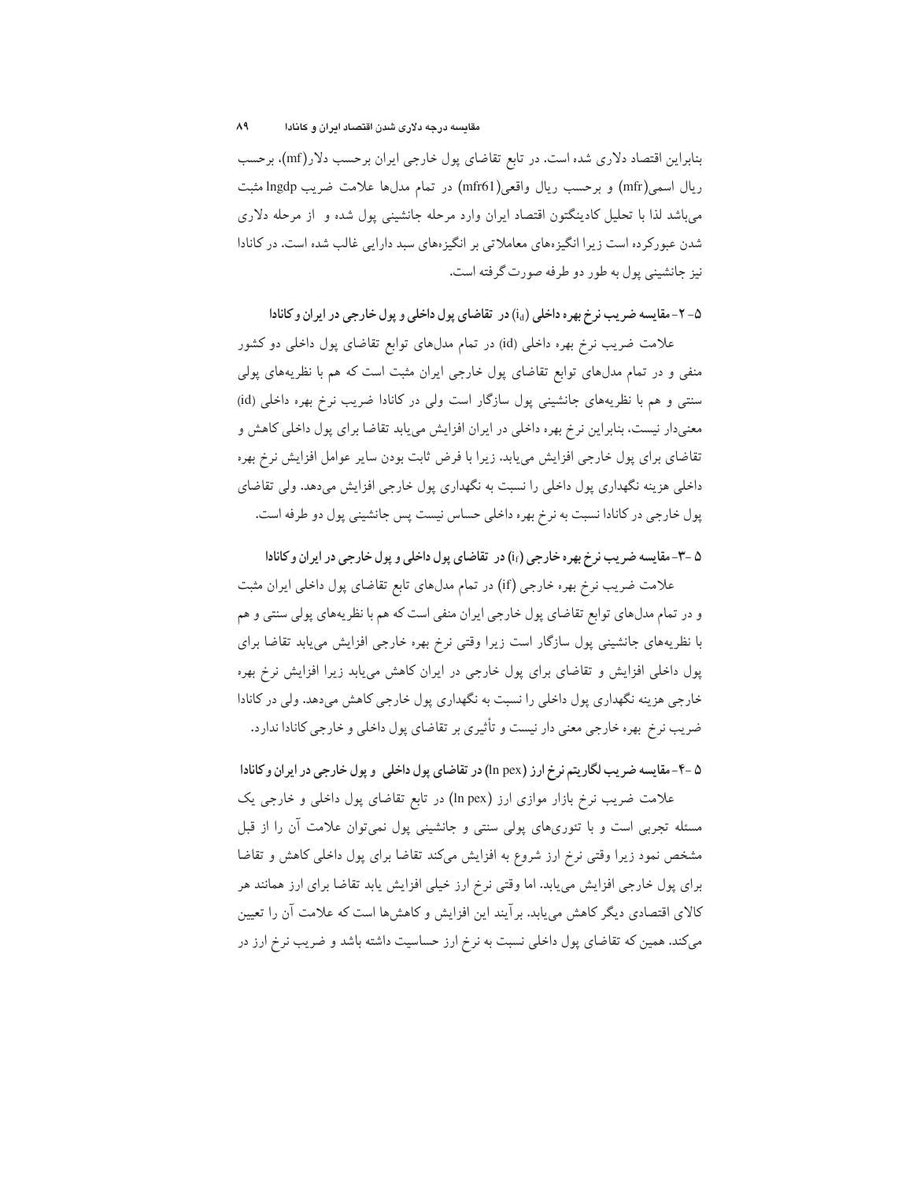بنابراین اقتصاد دلاری شده است. در تابع تقاضای پول خارجی ایران برحسب دلار(mf)، برحسب ریال اسمی(mfr) و برحسب ریال واقعی(mfr61) در تمام مدلها علامت ضریب lngdp مثبت می‌باشد لذا با تحلیل کادینگتون اقتصاد ایران وارد مرحله جانشینی پول شده و از مرحله دلاری شدن عبورکرده است زیرا انگیزه‌های معاملاتی بر انگیزه‌های سبد دارایی غالب شده است. در کانادا نیز جانشینی پول به طور دو طرفه صورت گرفته است.

### ۵- ۲- مقایسه ضریب نرخ بهره داخلی ($i_d$) در تقاضای پول داخلی و پول خارجی در ایران و کانادا

علامت ضریب نرخ بهره داخلی (id) در تمام مدلهای توابع تقاضای پول داخلی دو کشور منفی و در تمام مدلهای توابع تقاضای پول خارجی ایران مثبت است که هم با نظریه‌های پولی سنتی و هم با نظریه‌های جانشینی پول سازگار است ولی در کانادا ضریب نرخ بهره داخلی (id) معنی‌دار نیست، بنابراین نرخ بهره داخلی در ایران افزایش می‌یابد تقاضا برای پول داخلی کاهش و تقاضای برای پول خارجی افزایش می‌یابد. زیرا با فرض ثابت بودن سایر عوامل افزایش نرخ بهره داخلی هزینه نگهداری پول داخلی را نسبت به نگهداری پول خارجی افزایش می‌دهد. ولی تقاضای پول خارجی در کانادا نسبت به نرخ بهره داخلی حساس نیست پس جانشینی پول دو طرفه است.

### ۵ -۳- مقایسه ضریب نرخ بهره خارجی ($i_f$) در تقاضای پول داخلی و پول خارجی در ایران و کانادا

علامت ضریب نرخ بهره خارجی (if) در تمام مدلهای تابع تقاضای پول داخلی ایران مثبت و در تمام مدلهای توابع تقاضای پول خارجی ایران منفی است که هم با نظریه‌های پولی سنتی و هم با نظریه‌های جانشینی پول سازگار است زیرا وقتی نرخ بهره خارجی افزایش می‌یابد تقاضا برای پول داخلی افزایش و تقاضای برای پول خارجی در ایران کاهش می‌یابد زیرا افزایش نرخ بهره خارجی هزینه نگهداری پول داخلی را نسبت به نگهداری پول خارجی کاهش می‌دهد. ولی در کانادا ضریب نرخ بهره خارجی معنی دار نیست و تأثیری بر تقاضای پول داخلی و خارجی کانادا ندارد.

### ۵ -۴- مقایسه ضریب لگاریتم نرخ ارز (ln pex) در تقاضای پول داخلی و پول خارجی در ایران و کانادا

علامت ضریب نرخ بازار موازی ارز (ln pex) در تابع تقاضای پول داخلی و خارجی یک مسئله تجربی است و با تئوری‌های پولی سنتی و جانشینی پول نمی‌توان علامت آن را از قبل مشخص نمود زیرا وقتی نرخ ارز شروع به افزایش میکند تقاضا برای پول داخلی کاهش و تقاضا برای پول خارجی افزایش می‌یابد. اما وقتی نرخ ارز خیلی افزایش یابد تقاضا برای ارز همانند هر کالای اقتصادی دیگر کاهش می‌یابد. برآیند این افزایش و کاهش‌ها است که علامت آن را تعیین می‌کند. همین که تقاضای پول داخلی نسبت به نرخ ارز حساسیت داشته باشد و ضریب نرخ ارز در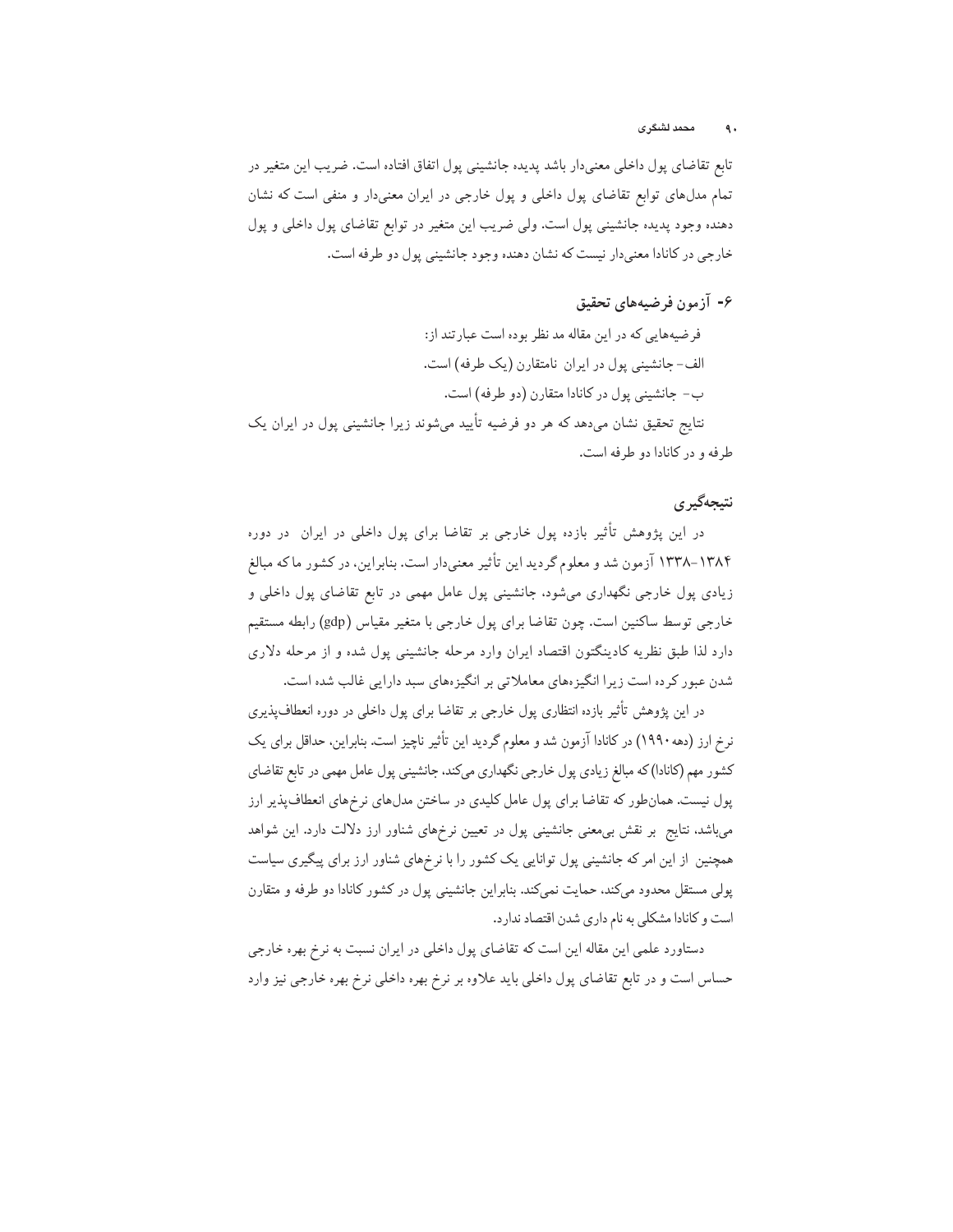تابع تقاضای پول داخلی معنی‌دار باشد پدیده جانشینی پول اتفاق افتاده است. ضریب این متغیر در تمام مدل‌های توابع تقاضای پول داخلی و پول خارجی در ایران معنی‌دار و منفی است که نشان دهنده وجود پدیده جانشینی پول است. ولی ضریب این متغیر در توابع تقاضای پول داخلی و پول خارجی در کانادا معنی‌دار نیست که نشان دهنده وجود جانشینی پول دو طرفه است.

## ۶- آزمون فرضیه‌های تحقیق

فرضیه‌هایی که در این مقاله مد نظر بوده است عبارتند از:

الف- جانشینی پول در ایران نامتقارن (یک طرفه) است.

ب- جانشینی پول در کانادا متقارن (دو طرفه) است.

نتایج تحقیق نشان می‌دهد که هر دو فرضیه تأیید می‌شوند زیرا جانشینی پول در ایران یک طرفه و در کانادا دو طرفه است.

## نتیجه‌گیری

در این پژوهش تأثیر بازده پول خارجی بر تقاضا برای پول داخلی در ایران در دوره ۱۳۸۴-۱۳۳۸ آزمون شد و معلوم گردید این تأثیر معنی‌دار است. بنابراین، در کشور ما که مبالغ زیادی پول خارجی نگهداری می‌شود، جانشینی پول عامل مهمی در تابع تقاضای پول داخلی و خارجی توسط ساکنین است. چون تقاضا برای پول خارجی با متغیر مقیاس (gdp) رابطه مستقیم دارد لذا طبق نظریه کادینگتون اقتصاد ایران وارد مرحله جانشینی پول شده و از مرحله دلاری شدن عبور کرده است زیرا انگیزه‌های معاملاتی بر انگیزه‌های سبد دارایی غالب شده است.

در این پژوهش تأثیر بازده انتظاری پول خارجی بر تقاضا برای پول داخلی در دوره انعطاف‌پذیری نرخ ارز (دهه ۱۹۹۰) در کانادا آزمون شد و معلوم گردید این تأثیر ناچیز است. بنابراین، حداقل برای یک کشور مهم (کانادا) که مبالغ زیادی پول خارجی نگهداری می‌کند، جانشینی پول عامل مهمی در تابع تقاضای پول نیست. همان‌طور که تقاضا برای پول عامل کلیدی در ساختن مدل‌های نرخ‌های انعطاف‌پذیر ارز می‌باشد، نتایج بر نقش بی‌معنی جانشینی پول در تعیین نرخ‌های شناور ارز دلالت دارد. این شواهد همچنین از این امر که جانشینی پول توانایی یک کشور را با نرخ‌های شناور ارز برای پیگیری سیاست پولی مستقل محدود می‌کند، حمایت نمی‌کند. بنابراین جانشینی پول در کشور کانادا دو طرفه و متقارن است و کانادا مشکلی به نام داری شدن اقتصاد ندارد.

دستاورد علمی این مقاله این است که تقاضای پول داخلی در ایران نسبت به نرخ بهره خارجی حساس است و در تابع تقاضای پول داخلی باید علاوه بر نرخ بهره داخلی نرخ بهره خارجی نیز وارد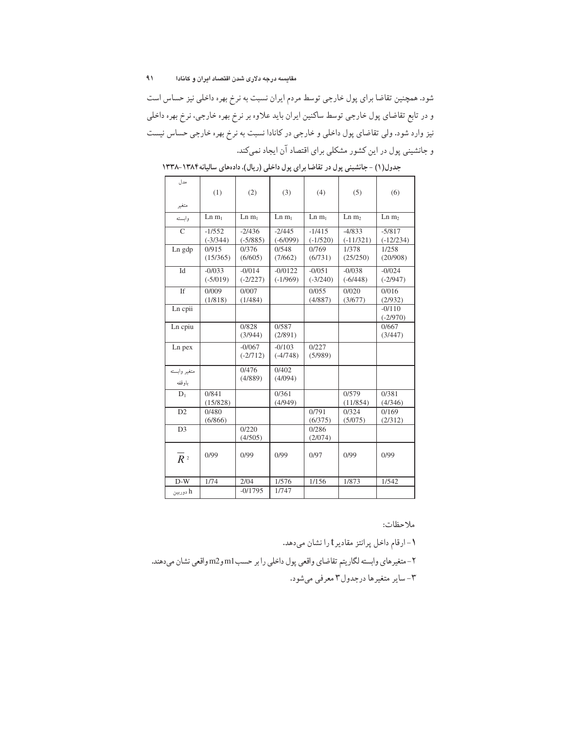شود. همچنین تقاضا برای پول خارجی توسط مردم ایران نسبت به نرخ بهره داخلی نیز حساس است و در تابع تقاضای پول خارجی توسط ساکنین ایران باید علاوه بر نرخ بهره خارجی، نرخ بهره داخلی نیز وارد شود. ولی تقاضای پول داخلی و خارجی در کانادا نسبت به نرخ بهره خارجی حساس نیست و جانشینی پول در این کشور مشکلی برای اقتصاد آن ایجاد نمی‌کند.

**جدول(۱) - جانشینی پول در تقاضا برای پول داخلی (ریال)، داده‌های سالیانه ۱۳۸۴-۱۳۳۸**

| مدل / متغیر | (1) | (2) | (3) | (4) | (5) | (6) |
|---|---|---|---|---|---|---|
| وابسته | Ln $m_1$ | Ln $m_1$ | Ln $m_1$ | Ln $m_1$ | Ln $m_2$ | Ln $m_2$ |
| C | -1/552 (-3/344) | -2/436 (-5/885) | -2/445 (-6/099) | -1/415 (-1/520) | -4/833 (-11/321) | -5/817 (-12/234) |
| Ln gdp | 0/915 (15/365) | 0/376 (6/605) | 0/548 (7/662) | 0/769 (6/731) | 1/378 (25/250) | 1/258 (20/908) |
| Id | -0/033 (-5/019) | -0/014 (-2/227) | -0/0122 (-1/969) | -0/051 (-3/240) | -0/038 (-6/448) | -0/024 (-2/947) |
| If | 0/009 (1/818) | 0/007 (1/484) | | 0/055 (4/887) | 0/020 (3/677) | 0/016 (2/932) |
| Ln cpii | | | | | | -0/110 (-2/970) |
| Ln cpiu | | 0/828 (3/944) | 0/587 (2/891) | | | 0/667 (3/447) |
| Ln pex | | -0/067 (-2/712) | -0/103 (-4/748) | 0/227 (5/989) | | |
| متغیر وابسته باوقفه | | 0/476 (4/889) | 0/402 (4/094) | | | |
| $D_1$ | 0/841 (15/828) | | 0/361 (4/949) | | 0/579 (11/854) | 0/381 (4/346) |
| D2 | 0/480 (6/866) | | | 0/791 (6/375) | 0/324 (5/075) | 0/169 (2/312) |
| D3 | | 0/220 (4/505) | | 0/286 (2/074) | | |
| $\overline{R}^2$ | 0/99 | 0/99 | 0/99 | 0/97 | 0/99 | 0/99 |
| D-W | 1/74 | 2/04 | 1/576 | 1/156 | 1/873 | 1/542 |
| h دوربین | | -0/1795 | 1/747 | | | |

ملاحظات:

۱- ارقام داخل پرانتز مقادیر t را نشان می‌دهد.

۲- متغیرهای وابسته لگاریتم تقاضای واقعی پول داخلی را بر حسب m1 و m2 واقعی نشان می‌دهند.

۳- سایر متغیرها درجدول ۳ معرفی می‌شود.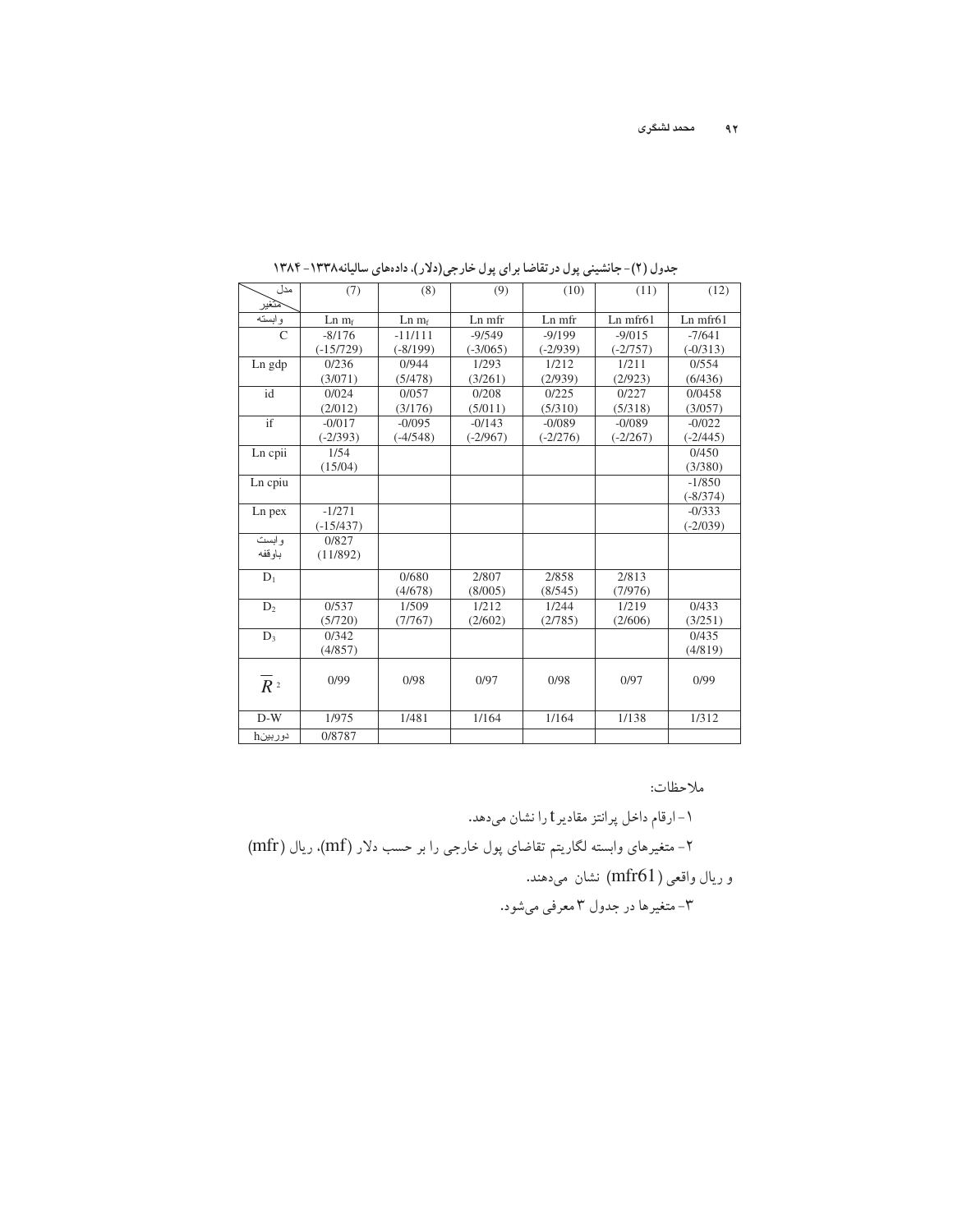جدول (۲)- جانشینی پول در تقاضا برای پول خارجی(دلار)، داده‌های سالیانه ۱۳۳۸- ۱۳۸۴

| مدل / متغیر | (7) | (8) | (9) | (10) | (11) | (12) |
|---|---|---|---|---|---|---|
| وابسته | $\text{Ln } m_f$ | $\text{Ln } m_f$ | Ln mfr | Ln mfr | Ln mfr61 | Ln mfr61 |
| C | -8/176 (-15/729) | -11/111 (-8/199) | -9/549 (-3/065) | -9/199 (-2/939) | -9/015 (-2/757) | -7/641 (-0/313) |
| Ln gdp | 0/236 (3/071) | 0/944 (5/478) | 1/293 (3/261) | 1/212 (2/939) | 1/211 (2/923) | 0/554 (6/436) |
| id | 0/024 (2/012) | 0/057 (3/176) | 0/208 (5/011) | 0/225 (5/310) | 0/227 (5/318) | 0/0458 (3/057) |
| if | -0/017 (-2/393) | -0/095 (-4/548) | -0/143 (-2/967) | -0/089 (-2/276) | -0/089 (-2/267) | -0/022 (-2/445) |
| Ln cpii | 1/54 (15/04) | | | | | 0/450 (3/380) |
| Ln cpiu | | | | | | -1/850 (-8/374) |
| Ln pex | -1/271 (-15/437) | | | | | -0/333 (-2/039) |
| وابسته باوقفه | 0/827 (11/892) | | | | | |
| $D_1$ | | 0/680 (4/678) | 2/807 (8/005) | 2/858 (8/545) | 2/813 (7/976) | |
| $D_2$ | 0/537 (5/720) | 1/509 (7/767) | 1/212 (2/602) | 1/244 (2/785) | 1/219 (2/606) | 0/433 (3/251) |
| $D_3$ | 0/342 (4/857) | | | | | 0/435 (4/819) |
| $\overline{R}^2$ | 0/99 | 0/98 | 0/97 | 0/98 | 0/97 | 0/99 |
| D-W | 1/975 | 1/481 | 1/164 | 1/164 | 1/138 | 1/312 |
| دوربین h | 0/8787 | | | | | |

ملاحظات:

۱- ارقام داخل پرانتز مقادیر t را نشان می‌دهد.

۲- متغیرهای وابسته لگاریتم تقاضای پول خارجی را بر حسب دلار (mf)، ریال (mfr) و ریال واقعی (mfr61) نشان می‌دهند.

۳- متغیرها در جدول ۳ معرفی می‌شود.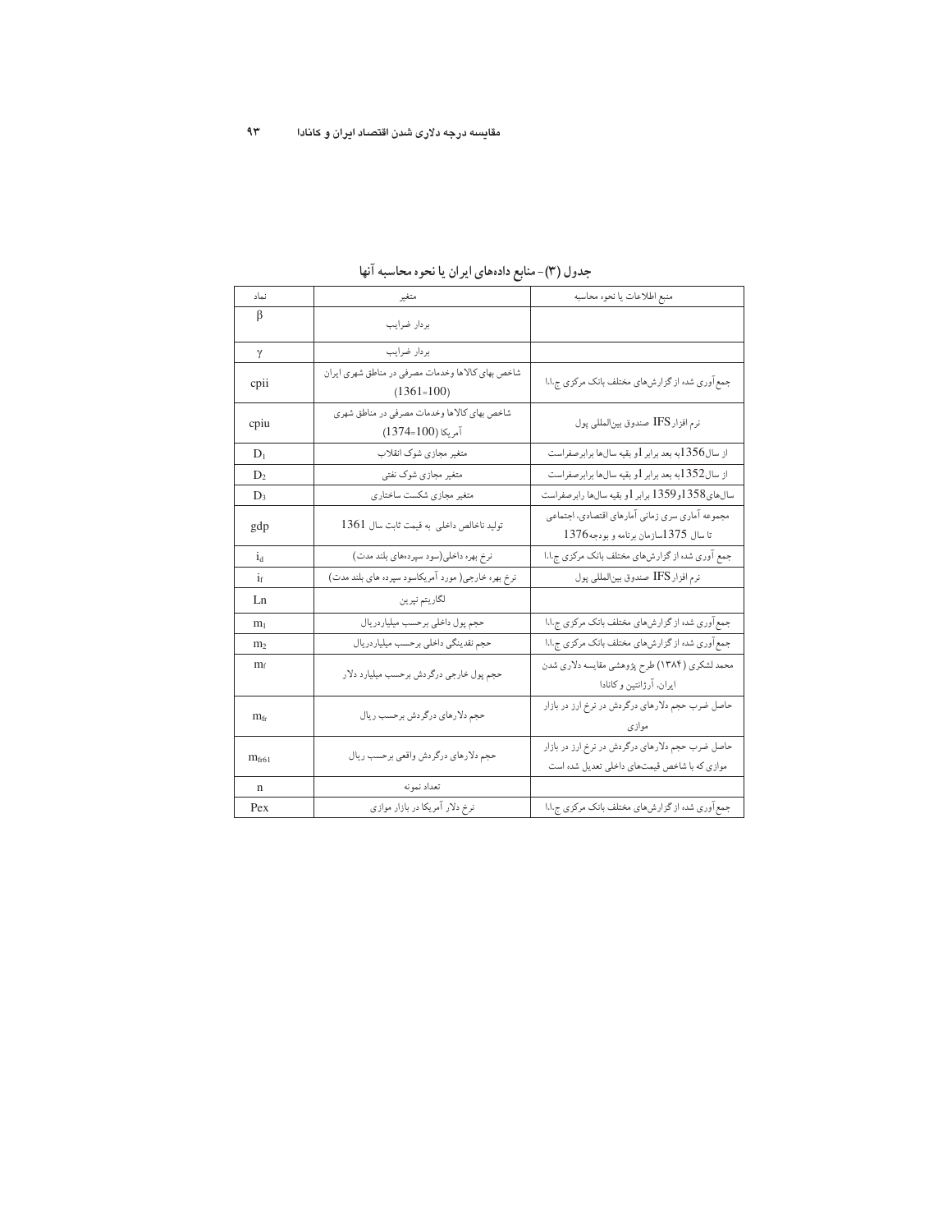جدول (۳)- منابع داده‌های ایران یا نحوه محاسبه آنها

| نماد | متغیر | منبع اطلاعات یا نحوه محاسبه |
|---|---|---|
| $\beta$ | بردار ضرایب | |
| $\gamma$ | بردار ضرایب | |
| cpii | شاخص بهای کالاها وخدمات مصرفی در مناطق شهری ایران (1361=100) | جمع‌آوری شده از گزارش‌های مختلف بانک مرکزی ج.ا.ا |
| cpiu | شاخص بهای کالاها وخدمات مصرفی در مناطق شهری آمریکا (100=1374) | نرم افزار IFS صندوق بین‌المللی پول |
| $D_1$ | متغیر مجازی شوک انقلاب | از سال 1356به بعد برابر 1و بقیه سال‌ها برابرصفراست |
| $D_2$ | متغیر مجازی شوک نفتی | از سال 1352به بعد برابر 1و بقیه سال‌ها برابرصفراست |
| $D_3$ | متغیر مجازی شکست ساختاری | سال‌های 1358و 1359 برابر 1و بقیه سال‌ها رابرصفراست |
| gdp | تولید ناخالص داخلی به قیمت ثابت سال 1361 | مجموعه آماری سری زمانی آمارهای اقتصادی، اجتماعی تا سال 1375سازمان برنامه و بودجه1376 |
| $i_d$ | نرخ بهره داخلی(سود سپرده‌های بلند مدت) | جمع آوری شده از گزارش‌های مختلف بانک مرکزی ج.ا.ا |
| $i_f$ | نرخ بهره خارجی( مورد آمریکاسود سپرده های بلند مدت) | نرم افزار IFS صندوق بین‌المللی پول |
| Ln | لگاریتم نپرین | |
| $m_1$ | حجم پول داخلی برحسب میلیاردریال | جمع آوری شده از گزارش‌های مختلف بانک مرکزی ج.ا.ا |
| $m_2$ | حجم نقدینگی داخلی برحسب میلیاردریال | جمع آوری شده از گزارش‌های مختلف بانک مرکزی ج.ا.ا |
| $m_f$ | حجم پول خارجی درگردش برحسب میلیارد دلار | محمد لشکری (۱۳۸۴) طرح پژوهشی مقایسه دلاری شدن ایران، آرژانتین و کانادا |
| $m_{fr}$ | حجم دلارهای درگردش برحسب ریال | حاصل ضرب حجم دلارهای درگردش در نرخ ارز در بازار موازی |
| $m_{fr61}$ | حجم دلارهای درگردش واقعی برحسب ریال | حاصل ضرب حجم دلارهای درگردش در نرخ ارز در بازار موازی که با شاخص قیمت‌های داخلی تعدیل شده است |
| n | تعداد نمونه | |
| Pex | نرخ دلار آمریکا در بازار موازی | جمع‌آوری شده از گزارش‌های مختلف بانک مرکزی ج.ا.ا |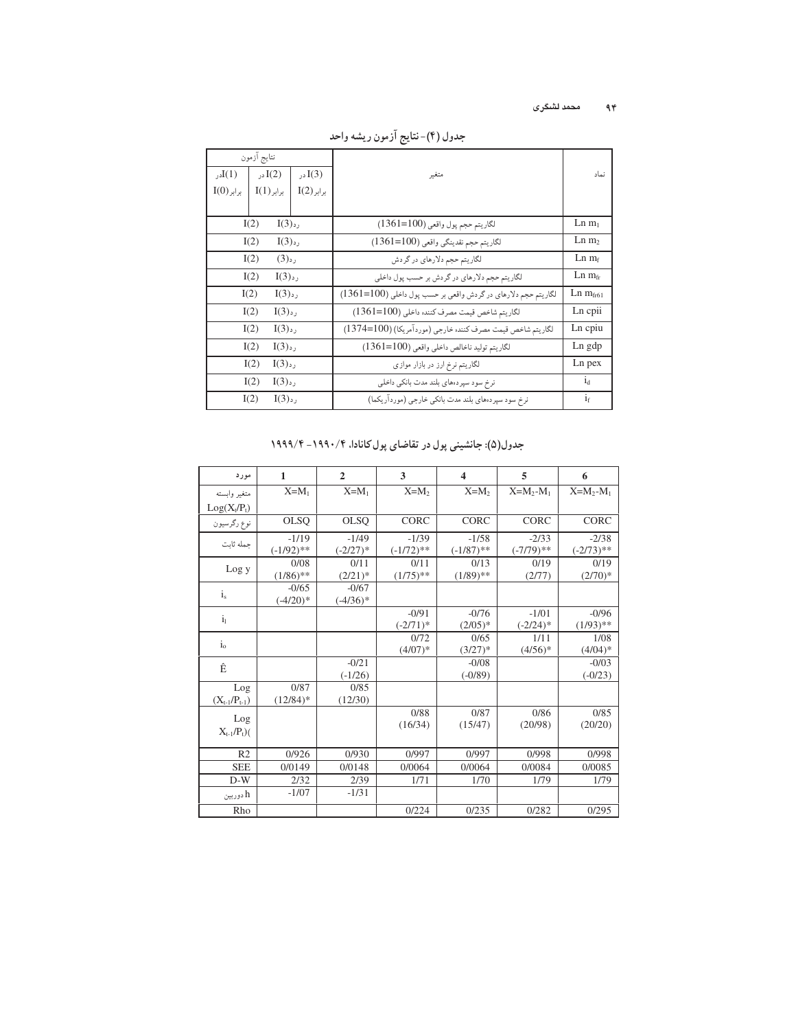### جدول (۴)- نتایج آزمون ریشه واحد

| نماد | متغیر | نتایج آزمون: I(3) در برابر I(2) | I(2) در برابر I(1) | I(1) در برابر I(0) |
|---|---|---|---|---|
| $Ln\ m_1$ | لگاریتم حجم پول واقعی (100=1361) | رد I(3) | I(2) | |
| $Ln\ m_2$ | لگاریتم حجم نقدینگی واقعی (100=1361) | رد I(3) | I(2) | |
| $Ln\ m_f$ | لگاریتم حجم دلارهای در گردش | رد (3) | I(2) | |
| $Ln\ m_{fr}$ | لگاریتم حجم دلارهای در گردش بر حسب پول داخلی | رد I(3) | I(2) | |
| $Ln\ m_{fr61}$ | لگاریتم حجم دلارهای در گردش واقعی بر حسب پول داخلی (100=1361) | رد I(3) | I(2) | |
| Ln cpii | لگاریتم شاخص قیمت مصرف کننده داخلی (100=1361) | رد I(3) | I(2) | |
| Ln cpiu | لگاریتم شاخص قیمت مصرف کننده خارجی (موردآمریکا) (100=1374) | رد I(3) | I(2) | |
| Ln gdp | لگاریتم تولید ناخالص داخلی واقعی (100=1361) | رد I(3) | I(2) | |
| Ln pex | لگاریتم نرخ ارز در بازار موازی | رد I(3) | I(2) | |
| $i_d$ | نرخ سود سپرده‌های بلند مدت بانکی داخلی | رد I(3) | I(2) | |
| $i_f$ | نرخ سود سپرده‌های بلند مدت بانکی خارجی (موردآمریکا) | رد I(3) | I(2) | |

### جدول(۵): جانشینی پول در تقاضای پول کانادا، ۱۹۹۰/۴- ۱۹۹۹/۴

| مورد | 1 | 2 | 3 | 4 | 5 | 6 |
|---|---|---|---|---|---|---|
| متغیر وابسته $Log(X_t/P_t)$ | $X=M_1$ | $X=M_1$ | $X=M_2$ | $X=M_2$ | $X=M_2-M_1$ | $X=M_2-M_1$ |
| نوع رگرسیون | OLSQ | OLSQ | CORC | CORC | CORC | CORC |
| جمله ثابت | -1/19 (-1/92)** | -1/49 (-2/27)* | -1/39 (-1/72)** | -1/58 (-1/87)** | -2/33 (-7/79)** | -2/38 (-2/73)** |
| Log y | 0/08 (1/86)** | 0/11 (2/21)* | 0/11 (1/75)** | 0/13 (1/89)** | 0/19 (2/77) | 0/19 (2/70)* |
| $i_s$ | -0/65 (-4/20)* | -0/67 (-4/36)* | | | | |
| $i_l$ | | | -0/91 (-2/71)* | -0/76 (2/05)* | -1/01 (-2/24)* | -0/96 (1/93)** |
| $i_o$ | | | 0/72 (4/07)* | 0/65 (3/27)* | 1/11 (4/56)* | 1/08 (4/04)* |
| $\hat{E}$ | | -0/21 (-1/26) | | -0/08 (-0/89) | | -0/03 (-0/23) |
| Log $(X_{t-1}/P_{t-1})$ | 0/87 (12/84)* | 0/85 (12/30) | | | | |
| Log $X_{t-1}/P_t)($ | | | 0/88 (16/34) | 0/87 (15/47) | 0/86 (20/98) | 0/85 (20/20) |
| R2 | 0/926 | 0/930 | 0/997 | 0/997 | 0/998 | 0/998 |
| SEE | 0/0149 | 0/0148 | 0/0064 | 0/0064 | 0/0084 | 0/0085 |
| D-W | 2/32 | 2/39 | 1/71 | 1/70 | 1/79 | 1/79 |
| h دوربین | -1/07 | -1/31 | | | | |
| Rho | | | 0/224 | 0/235 | 0/282 | 0/295 |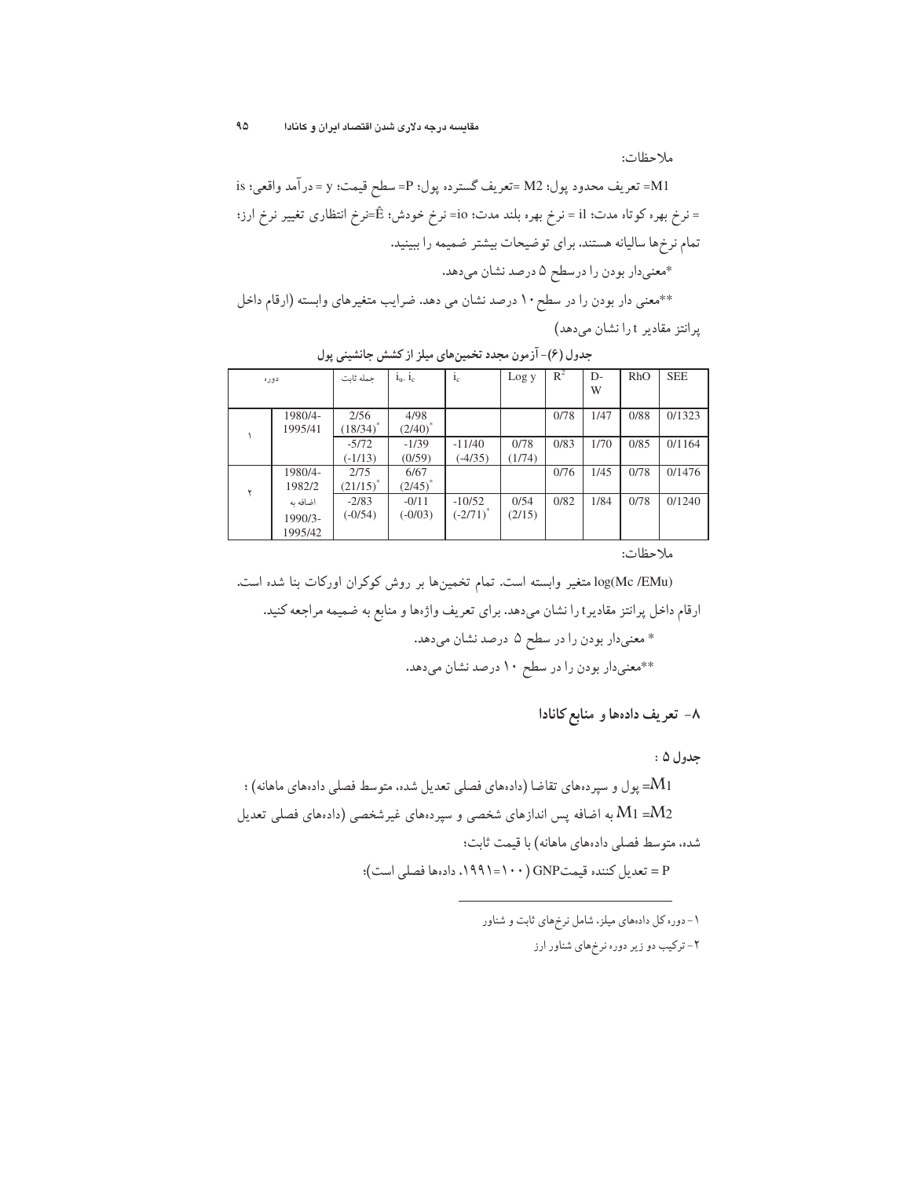ملاحظات:

M1= تعریف محدود پول؛ M2 =تعریف گسترده پول؛ P= سطح قیمت؛ y = درآمد واقعی؛ is = نرخ بهره کوتاه مدت؛ il = نرخ بهره بلند مدت؛ io= نرخ خودش؛ Ê=نرخ انتظاری تغییر نرخ ارز؛ تمام نرخ‌ها سالیانه هستند. برای توضیحات بیشتر ضمیمه را ببینید.

*معنی‌دار بودن را درسطح ۵ درصد نشان می‌دهد.

**معنی دار بودن را در سطح ۱۰ درصد نشان می دهد. ضرایب متغیرهای وابسته (ارقام داخل پرانتز مقادیر t را نشان می‌دهد)

جدول (۶)- آزمون مجدد تخمین‌های میلز از کشش جانشینی پول

| دوره | | جمله ثابت | $i_u$. $i_c$ | $i_c$ | Log y | $R^2$ | D-W | RhO | SEE |
|---|---|---|---|---|---|---|---|---|---|
| ۱ | 1980/4-1995/41 | 2/56 (18/34)* | 4/98 (2/40)* | | | 0/78 | 1/47 | 0/88 | 0/1323 |
| | | -5/72 (-1/13) | -1/39 (0/59) | -11/40 (-4/35) | 0/78 (1/74) | 0/83 | 1/70 | 0/85 | 0/1164 |
| ۲ | 1980/4-1982/2 | 2/75 (21/15)* | 6/67 (2/45)* | | | 0/76 | 1/45 | 0/78 | 0/1476 |
| | اضافه به 1990/3-1995/42 | -2/83 (-0/54) | -0/11 (-0/03) | -10/52 (-2/71)* | 0/54 (2/15) | 0/82 | 1/84 | 0/78 | 0/1240 |

ملاحظات:

log(Mc /EMu) متغیر وابسته است. تمام تخمین‌ها بر روش کوکران اورکات بنا شده است. ارقام داخل پرانتز مقادیر t را نشان می‌دهد. برای تعریف واژه‌ها و منابع به ضمیمه مراجعه کنید.

* معنی‌دار بودن را در سطح ۵ درصد نشان می‌دهد.

**معنی‌دار بودن را در سطح ۱۰ درصد نشان می‌دهد.

## ۸- تعریف داده‌ها و منابع کانادا

**جدول ۵ :**

$M_1$= پول و سپرده‌های تقاضا (داده‌های فصلی تعدیل شده، متوسط فصلی داده‌های ماهانه) ؛

$M_2$ =$M_1$ به اضافه پس اندازهای شخصی و سپرده‌های غیرشخصی (داده‌های فصلی تعدیل شده، متوسط فصلی داده‌های ماهانه) با قیمت ثابت؛

P = تعدیل کننده قیمتGNP (۱۰۰=۱۹۹۱، داده‌ها فصلی است)؛

---

۱- دوره کل داده‌های میلز، شامل نرخ‌های ثابت و شناور

۲- ترکیب دو زیر دوره نرخ‌های شناور ارز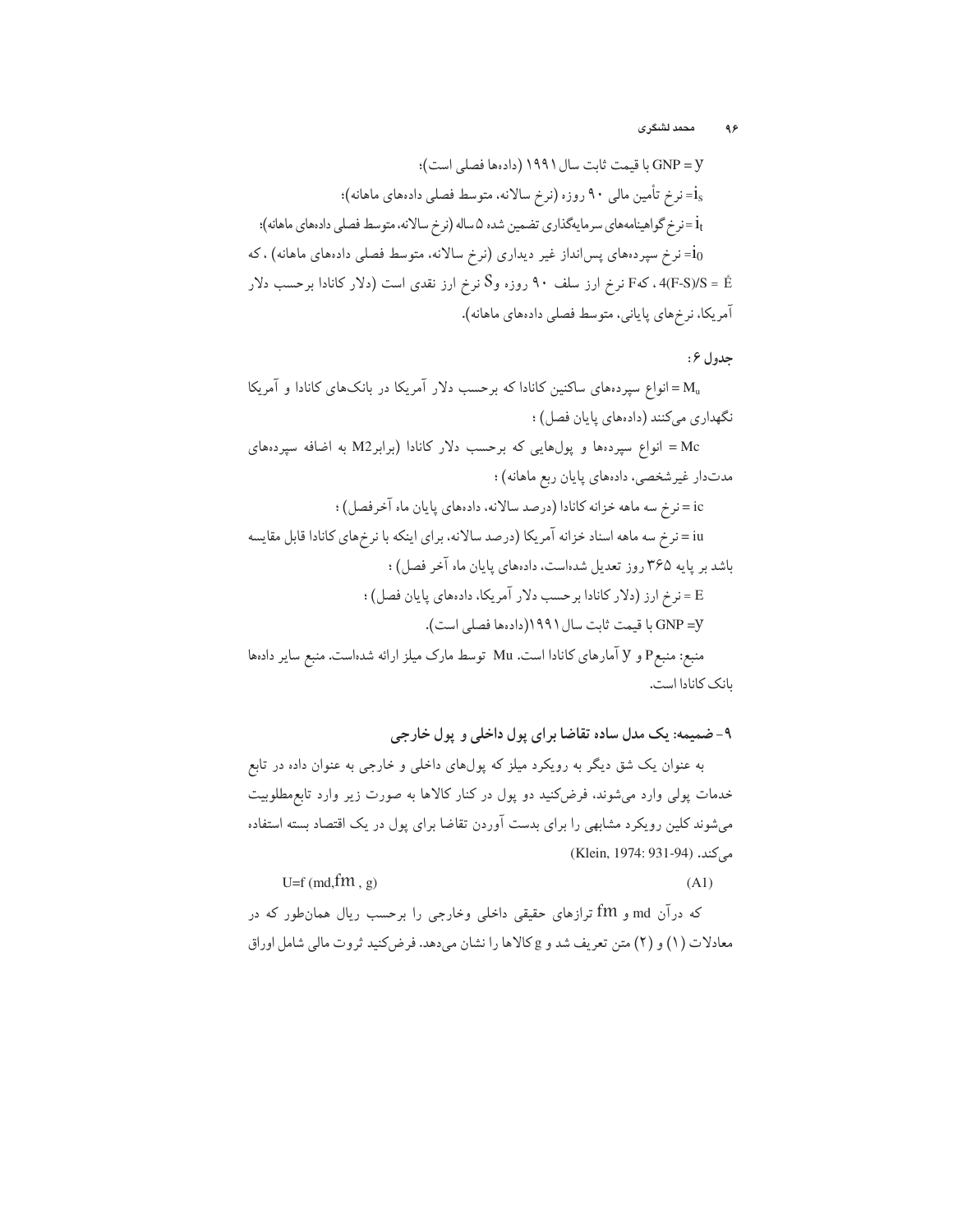$y$ = GNP با قیمت ثابت سال ۱۹۹۱ (داده‌ها فصلی است)؛

$i_s$= نرخ تأمین مالی ۹۰ روزه (نرخ سالانه، متوسط فصلی داده‌های ماهانه)؛

$i_t$ = نرخ گواهینامه‌های سرمایه‌گذاری تضمین شده ۵ ساله (نرخ سالانه، متوسط فصلی داده‌های ماهانه)؛

$i_0$= نرخ سپرده‌های پس‌انداز غیر دیداری (نرخ سالانه، متوسط فصلی داده‌های ماهانه) ، که $\hat{E} = 4(F-S)/S$ ، که F نرخ ارز سلف ۹۰ روزه و S نرخ ارز نقدی است (دلار کانادا برحسب دلار آمریکا، نرخ‌های پایانی، متوسط فصلی داده‌های ماهانه).

جدول ۶:

$M_u$ = انواع سپرده‌های ساکنین کانادا که برحسب دلار آمریکا در بانک‌های کانادا و آمریکا نگهداری می‌کنند (داده‌های پایان فصل) ؛

Mc = انواع سپرده‌ها و پول‌هایی که برحسب دلار کانادا (برابرM2 به اضافه سپرده‌های مدت‌دار غیرشخصی، داده‌های پایان ربع ماهانه) ؛

ic = نرخ سه ماهه خزانه کانادا (درصد سالانه، داده‌های پایان ماه آخرفصل) ؛

iu = نرخ سه ماهه اسناد خزانه آمریکا (درصد سالانه، برای اینکه با نرخ‌های کانادا قابل مقایسه باشد بر پایه ۳۶۵ روز تعدیل شده‌است، داده‌های پایان ماه آخر فصل) ؛

E = نرخ ارز (دلار کانادا برحسب دلار آمریکا، داده‌های پایان فصل) ؛

$y$= GNP با قیمت ثابت سال ۱۹۹۱(داده‌ها فصلی است).

منبع: منبع P و $y$ آمارهای کانادا است. Mu توسط مارک میلز ارائه شده‌است. منبع سایر داده‌ها بانک کانادا است.

## ۹- ضمیمه: یک مدل ساده تقاضا برای پول داخلی و پول خارجی

به عنوان یک شق دیگر به رویکرد میلز که پول‌های داخلی و خارجی به عنوان داده در تابع خدمات پولی وارد می‌شوند، فرض‌کنید دو پول در کنار کالاها به صورت زیر وارد تابع‌مطلوبیت می‌شوند کلین رویکرد مشابهی را برای بدست آوردن تقاضا برای پول در یک اقتصاد بسته استفاده می‌کند. (Klein, 1974: 931-94)

$$U=f\,(md, fm\,, g) \qquad \text{(A1)}$$

که درآن md و fm ترازهای حقیقی داخلی وخارجی را برحسب ریال همان‌طور که در معادلات (۱) و (۲) متن تعریف شد و g کالاها را نشان می‌دهد. فرض‌کنید ثروت مالی شامل اوراق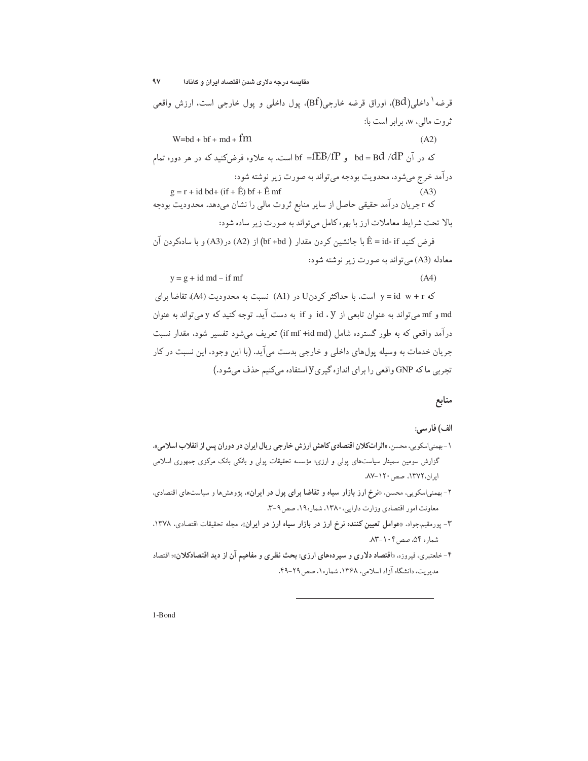قرضه[1] داخلی($Bd$)، اوراق قرضه خارجی($Bf$)، پول داخلی و پول خارجی است، ارزش واقعی ثروت مالی، w، برابر است با:

$$W = bd + bf + md + fm \tag{A2}$$

که در آن $bd = Bd/dP$ و $bf = fEB/fP$ است. به علاوه فرض‌کنید که در هر دوره تمام درآمد خرج می‌شود، محدویت بودجه می‌تواند به صورت زیر نوشته شود:

$$g = r + id\ bd + (if + \hat{E})\ bf + \hat{E}\ mf \tag{A3}$$

که r جریان درآمد حقیقی حاصل از سایر منابع ثروت مالی را نشان می‌دهد. محدویت بودجه بالا تحت شرایط معاملات ارز با بهره کامل می‌تواند به صورت زیر ساده شود:

فرض کنید $\hat{E} = id - if$ با جانشین کردن مقدار ( $bf + bd$) از (A2) در (A3) و با ساده‌کردن آن معادله (A3) می‌تواند به صورت زیر نوشته شود:

$$y = g + id\ md - if\ mf \tag{A4}$$

که $y = id\ w + r$ است. با حداکثر کردن U در (A1) نسبت به محدودیت (A4)، تقاضا برای md و mf می‌تواند به عنوان تابعی از y، id و if به دست آید. توجه کنید که y می‌تواند به عنوان درآمد واقعی که به طور گسترده شامل (if mf +id md) تعریف می‌شود تفسیر شود، مقدار نسبت جریان خدمات به وسیله پول‌های داخلی و خارجی بدست می‌آید. (با این وجود، این نسبت در کار تجربی ما که GNP واقعی را برای اندازه گیری y استفاده می‌کنیم حذف می‌شود.)

## منابع

### الف) فارسی:

۱- بهمنی‌اسکویی، محسن، «**اثرات‌کلان اقتصادی کاهش ارزش خارجی ریال ایران در دوران پس از انقلاب اسلامی**»، گزارش سومین سمینار سیاست‌های پولی و ارزی؛ مؤسسه تحقیقات پولی و بانکی بانک مرکزی جمهوری اسلامی ایران،۱۳۷۲، صص ۱۲۰-۸۷.

۲- بهمنی‌اسکویی، محسن، «**نرخ ارز بازار سیاه و تقاضا برای پول در ایران**»، پژوهش‌ها و سیاست‌های اقتصادی، معاونت امور اقتصادی وزارت دارایی،۱۳۸۰، شماره۱۹، صص۹-۳.

۳- پورمقیم،جواد، «**عوامل تعیین کننده نرخ ارز در بازار سیاه ارز در ایران**»، مجله تحقیقات اقتصادی، ۱۳۷۸، شماره ۵۴، صص۱۰۴-۸۳.

۴- خلعتبری، فیروز، «**اقتصاد دلاری و سپرده‌های ارزی: بحث نظری و مفاهیم آن از دید اقتصادکلان**»؛ اقتصاد مدیریت، دانشگاه آزاد اسلامی، ۱۳۶۸، شماره۱، صص۲۹-۴۹.

[1] Bond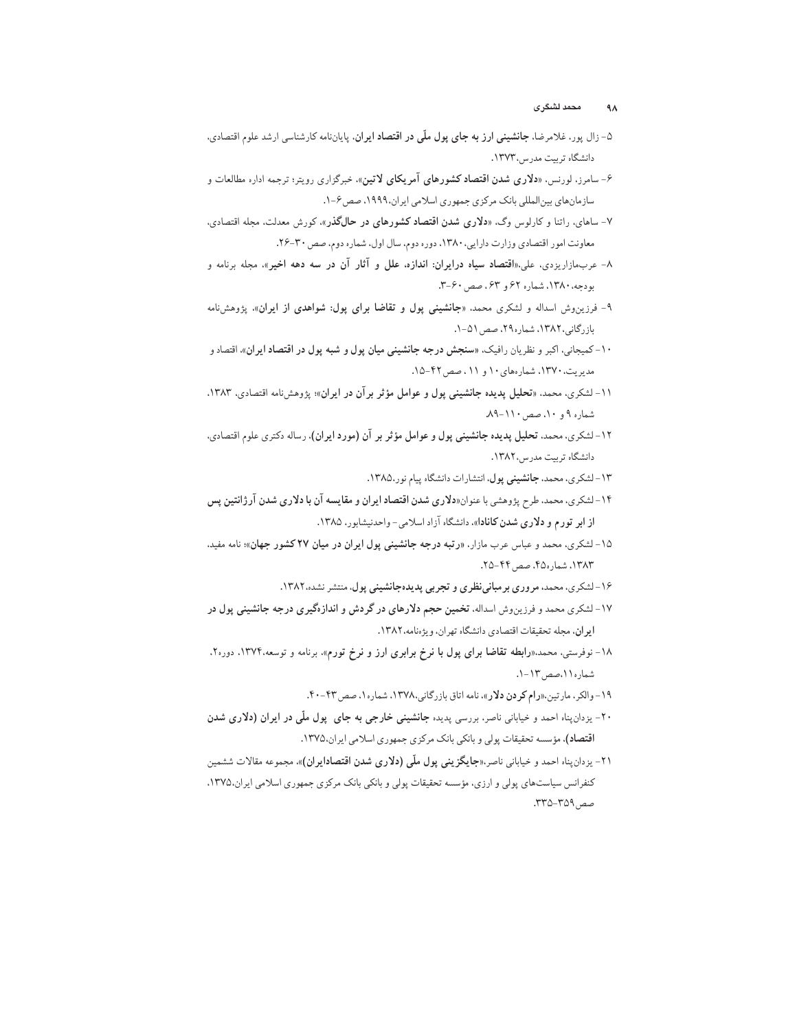۵- زال پور، غلامرضا، **جانشینی ارز به جای پول ملّی در اقتصاد ایران**، پایان‌نامه کارشناسی ارشد علوم اقتصادی، دانشگاه تربیت مدرس،۱۳۷۳.

۶- سامرز، لورنس، «**دلاری شدن اقتصاد کشورهای آمریکای لاتین**»، خبرگزاری رویتر؛ ترجمه اداره مطالعات و سازمان‌های بین‌المللی بانک مرکزی جمهوری اسلامی ایران،۱۹۹۹، صص۶-۱.

۷- ساهای، راتنا و کارلوس وگ، «**دلاری شدن اقتصاد کشورهای در حال‌گذر**»، کورش معدلت، مجله اقتصادی، معاونت امور اقتصادی وزارت دارایی،۱۳۸۰، دوره دوم، سال اول، شماره دوم، صص ۳۰-۲۶.

۸- عرب‌مازاریزدی، علی،«**اقتصاد سیاه درایران: اندازه، علل و آثار آن در سه دهه اخیر**»، مجله برنامه و بودجه،۱۳۸۰، شماره ۶۲ و ۶۳ ، صص ۶۰-۳.

۹- فرزین‌وش اسداله و لشکری محمد، «**جانشینی پول و تقاضا برای پول: شواهدی از ایران**»، پژوهش‌نامه بازرگانی،۱۳۸۲، شماره۲۹، صص۵۱-۱.

۱۰- کمیجانی، اکبر و نظریان رافیک، «**سنجش درجه جانشینی میان پول و شبه پول در اقتصاد ایران**»، اقتصاد و مدیریت،۱۳۷۰، شماره‌های۱۰ و ۱۱ ، صص۴۲-۱۵.

۱۱- لشکری، محمد، «**تحلیل پدیده جانشینی پول و عوامل مؤثر برآن در ایران**»؛ پژوهش‌نامه اقتصادی، ۱۳۸۳، شماره ۹ و ۱۰، صص ۱۱۰-۸۹.

۱۲- لشکری، محمد، **تحلیل پدیده جانشینی پول و عوامل مؤثر بر آن (مورد ایران)**، رساله دکتری علوم اقتصادی، دانشگاه تربیت مدرس،۱۳۸۲.

۱۳- لشکری، محمد، **جانشینی پول**، انتشارات دانشگاه پیام نور،۱۳۸۵.

۱۴- لشکری، محمد، طرح پژوهشی با عنوان«**دلاری شدن اقتصاد ایران و مقایسه آن با دلاری شدن آرژانتین پس از ابر تورم و دلاری شدن کانادا**»، دانشگاه آزاد اسلامی- واحدنیشابور، ۱۳۸۵.

۱۵- لشکری، محمد و عباس عرب مازار، «**رتبه درجه جانشینی پول ایران در میان ۲۷ کشور جهان**»؛ نامه مفید، ۱۳۸۳، شماره۴۵، صص ۴۴-۲۵.

۱۶- لشکری، محمد، **مروری برمبانی‌نظری و تجربی پدیده‌جانشینی پول**، منتشر نشده،۱۳۸۲.

۱۷- لشکری محمد و فرزین‌وش اسداله، **تخمین حجم دلارهای در گردش و اندازه‌گیری درجه جانشینی پول در ایران**، مجله تحقیقات اقتصادی دانشگاه تهران، ویژه‌نامه،۱۳۸۲.

۱۸- نوفرستی، محمد،«**رابطه تقاضا برای پول با نرخ برابری ارز و نرخ تورم**»، برنامه و توسعه،۱۳۷۴، دوره۲، شماره۱۱،صص۱۳-۱.

۱۹- والکر، مارتین،«**رام کردن دلار**»، نامه اتاق بازرگانی،۱۳۷۸، شماره۱، صص۴۳-۴۰.

۲۰- یزدان‌پناه احمد و خیابانی ناصر، بررسی پدیده **جانشینی خارجی به جای پول ملّی در ایران (دلاری شدن اقتصاد)**، مؤسسه تحقیقات پولی و بانکی بانک مرکزی جمهوری اسلامی ایران،۱۳۷۵.

۲۱- یزدان‌پناه احمد و خیابانی ناصر،«**جایگزینی پول ملّی (دلاری شدن اقتصادایران)**»، مجموعه مقالات ششمین کنفرانس سیاست‌های پولی و ارزی، مؤسسه تحقیقات پولی و بانکی بانک مرکزی جمهوری اسلامی ایران،۱۳۷۵، صص۳۵۹-۳۳۵.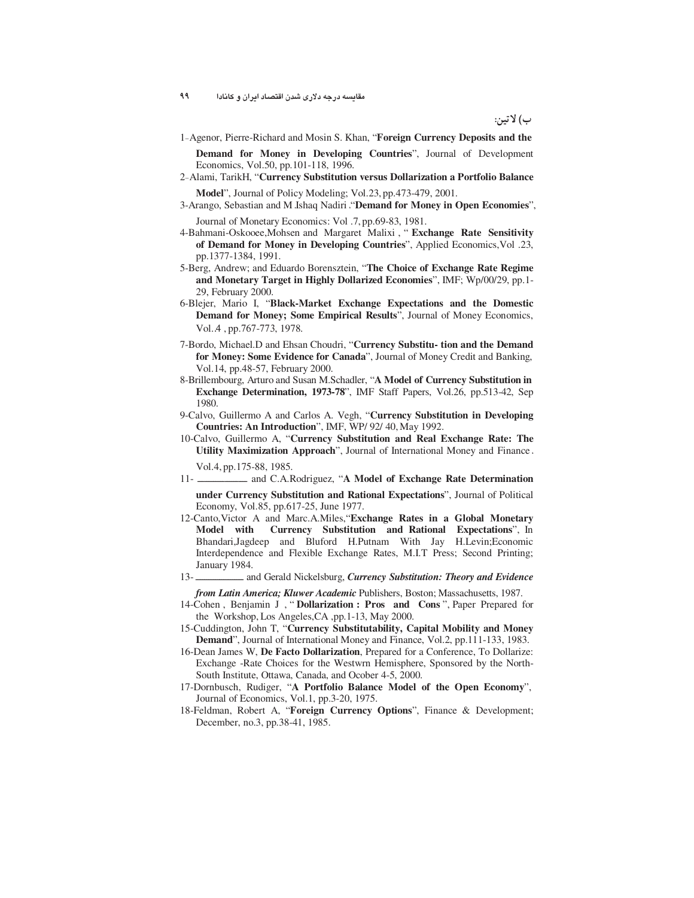ب) لاتین:

1-Agenor, Pierre-Richard and Mosin S. Khan, "**Foreign Currency Deposits and the Demand for Money in Developing Countries**", Journal of Development Economics, Vol.50, pp.101-118, 1996.

2-Alami, TarikH, "**Currency Substitution versus Dollarization a Portfolio Balance Model**", Journal of Policy Modeling; Vol.23, pp.473-479, 2001.

3-Arango, Sebastian and M .Ishaq Nadiri ."**Demand for Money in Open Economies**", Journal of Monetary Economics: Vol .7, pp.69-83, 1981.

4-Bahmani-Oskooee,Mohsen and Margaret Malixi , " **Exchange Rate Sensitivity of Demand for Money in Developing Countries**", Applied Economics,Vol .23, pp.1377-1384, 1991.

5-Berg, Andrew; and Eduardo Borensztein, "**The Choice of Exchange Rate Regime and Monetary Target in Highly Dollarized Economies**", IMF; Wp/00/29, pp.1-29, February 2000.

6-Blejer, Mario I, "**Black-Market Exchange Expectations and the Domestic Demand for Money; Some Empirical Results**", Journal of Money Economics, Vol..4 , pp.767-773, 1978.

7-Bordo, Michael.D and Ehsan Choudri, "**Currency Substitu- tion and the Demand for Money: Some Evidence for Canada**", Journal of Money Credit and Banking, Vol.14, pp.48-57, February 2000.

8-Brillembourg, Arturo and Susan M.Schadler, "**A Model of Currency Substitution in Exchange Determination, 1973-78**", IMF Staff Papers, Vol.26, pp.513-42, Sep 1980.

9-Calvo, Guillermo A and Carlos A. Vegh, "**Currency Substitution in Developing Countries: An Introduction**", IMF, WP/ 92/ 40, May 1992.

10-Calvo, Guillermo A, "**Currency Substitution and Real Exchange Rate: The Utility Maximization Approach**", Journal of International Money and Finance. Vol.4, pp.175-88, 1985.

11- __________ and C.A.Rodriguez, "**A Model of Exchange Rate Determination under Currency Substitution and Rational Expectations**", Journal of Political Economy, Vol.85, pp.617-25, June 1977.

12-Canto,Victor A and Marc.A.Miles,"**Exchange Rates in a Global Monetary Model with Currency Substitution and Rational Expectations**", In Bhandari,Jagdeep and Bluford H.Putnam With Jay H.Levin;Economic Interdependence and Flexible Exchange Rates, M.I.T Press; Second Printing; January 1984.

13- __________ and Gerald Nickelsburg, ***Currency Substitution: Theory and Evidence from Latin America; Kluwer Academic*** Publishers, Boston; Massachusetts, 1987.

14-Cohen , Benjamin J , " **Dollarization : Pros and Cons** ", Paper Prepared for the Workshop, Los Angeles,CA ,pp.1-13, May 2000.

15-Cuddington, John T, "**Currency Substitutability, Capital Mobility and Money Demand**", Journal of International Money and Finance, Vol.2, pp.111-133, 1983.

16-Dean James W, **De Facto Dollarization**, Prepared for a Conference, To Dollarize: Exchange -Rate Choices for the Westwrn Hemisphere, Sponsored by the North-South Institute, Ottawa, Canada, and Ocober 4-5, 2000.

17-Dornbusch, Rudiger, "**A Portfolio Balance Model of the Open Economy**", Journal of Economics, Vol.1, pp.3-20, 1975.

18-Feldman, Robert A, "**Foreign Currency Options**", Finance & Development; December, no.3, pp.38-41, 1985.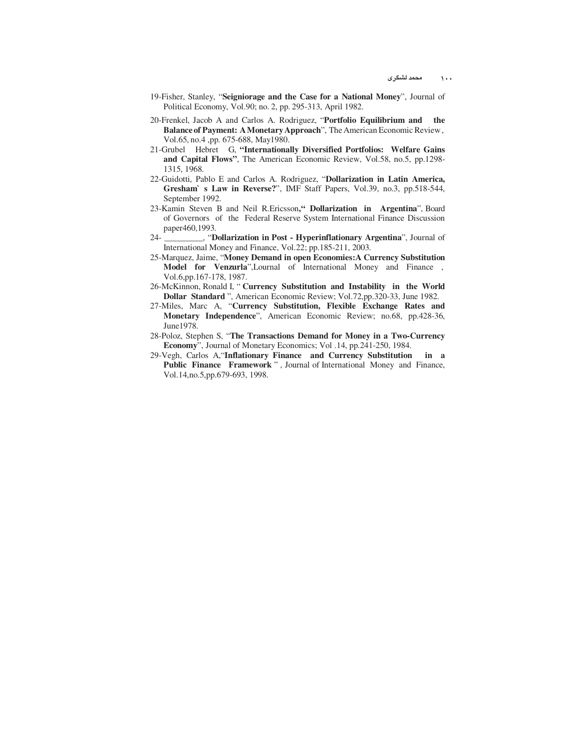19-Fisher, Stanley, "**Seigniorage and the Case for a National Money**", Journal of Political Economy, Vol.90; no. 2, pp. 295-313, April 1982.

20-Frenkel, Jacob A and Carlos A. Rodriguez, "**Portfolio Equilibrium and the Balance of Payment: A Monetary Approach**", The American Economic Review, Vol.65, no.4 ,pp. 675-688, May1980.

21-Grubel Hebret G, **"Internationally Diversified Portfolios: Welfare Gains and Capital Flows"**, The American Economic Review, Vol.58, no.5, pp.1298-1315, 1968.

22-Guidotti, Pablo E and Carlos A. Rodriguez, "**Dollarization in Latin America, Gresham` s Law in Reverse?**", IMF Staff Papers, Vol.39, no.3, pp.518-544, September 1992.

23-Kamin Steven B and Neil R.Ericsson**," Dollarization in Argentina**", Board of Governors of the Federal Reserve System International Finance Discussion paper460,1993.

24- _________, "**Dollarization in Post - Hyperinflationary Argentina**", Journal of International Money and Finance, Vol.22; pp.185-211, 2003.

25-Marquez, Jaime, "**Money Demand in open Economies:A Currency Substitution Model for Venzurla**",Lournal of International Money and Finance , Vol.6,pp.167-178, 1987.

26-McKinnon, Ronald I, " **Currency Substitution and Instability in the World Dollar Standard** ", American Economic Review; Vol.72,pp.320-33, June 1982.

27-Miles, Marc A, "**Currency Substitution, Flexible Exchange Rates and Monetary Independence**", American Economic Review; no.68, pp.428-36, June1978.

28-Poloz, Stephen S, "**The Transactions Demand for Money in a Two-Currency Economy**", Journal of Monetary Economics; Vol .14, pp.241-250, 1984.

29-Vegh, Carlos A,"**Inflationary Finance and Currency Substitution in a Public Finance Framework** " , Journal of International Money and Finance, Vol.14,no.5,pp.679-693, 1998.